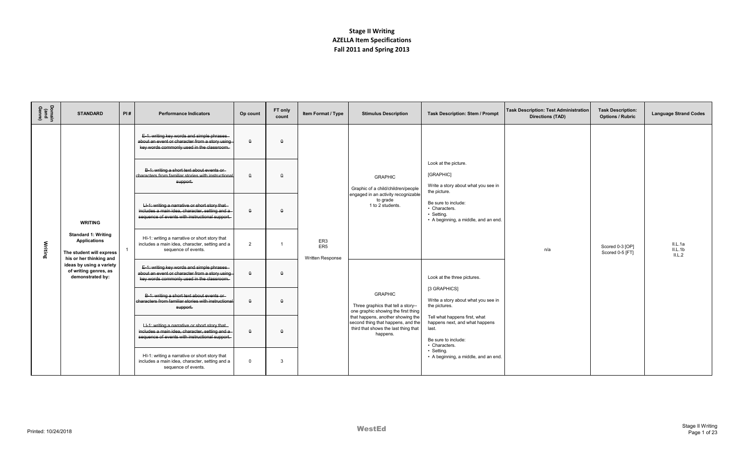# Stage II Writing
## AZELLA Item Specifications
## Fall 2011 and Spring 2013

| Domain (and Genre) | STANDARD | PI # | Performance Indicators | Op count | FT only count | Item Format / Type | Stimulus Description | Task Description: Stem / Prompt | Task Description: Test Administration Directions (TAD) | Task Description: Options / Rubric | Language Strand Codes |
|---|---|---|---|---|---|---|---|---|---|---|---|
| Writing | **WRITING** **Standard 1: Writing Applications** **The student will express his or her thinking and ideas by using a variety of writing genres, as demonstrated by:** | 1 | ~~E-1: writing key words and simple phrases about an event or character from a story using key words commonly used in the classroom.~~ | ~~0~~ | ~~0~~ | ER3 ER5 Written Response | GRAPHIC Graphic of a child/children/people engaged in an activity recognizable to grade 1 to 2 students. | Look at the picture. [GRAPHIC] Write a story about what you see in the picture. Be sure to include: • Characters. • Setting. • A beginning, a middle, and an end. | n/a | Scored 0-3 [OP] Scored 0-5 [FT] | II.L.1a II.L.1b II.L.2 |
| | | | ~~B-1: writing a short text about events or characters from familiar stories with instructional support.~~ | ~~0~~ | ~~0~~ | | | | | | |
| | | | ~~LI-1: writing a narrative or short story that includes a main idea, character, setting and a sequence of events with instructional support.~~ | ~~0~~ | ~~0~~ | | | | | | |
| | | | HI-1: writing a narrative or short story that includes a main idea, character, setting and a sequence of events. | 2 | 1 | | | | | | |
| | | | ~~E-1: writing key words and simple phrases about an event or character from a story using key words commonly used in the classroom.~~ | ~~0~~ | ~~0~~ | | GRAPHIC Three graphics that tell a story-- one graphic showing the first thing that happens, another showing the second thing that happens, and the third that shows the last thing that happens. | Look at the three pictures. [3 GRAPHICS] Write a story about what you see in the pictures. Tell what happens first, what happens next, and what happens last. Be sure to include: • Characters. • Setting. • A beginning, a middle, and an end. | | | |
| | | | ~~B-1: writing a short text about events or characters from familiar stories with instructional support.~~ | ~~0~~ | ~~0~~ | | | | | | |
| | | | ~~LI-1: writing a narrative or short story that includes a main idea, character, setting and a sequence of events with instructional support.~~ | ~~0~~ | ~~0~~ | | | | | | |
| | | | HI-1: writing a narrative or short story that includes a main idea, character, setting and a sequence of events. | 0 | 3 | | | | | | |

Printed: 10/24/2018

WestEd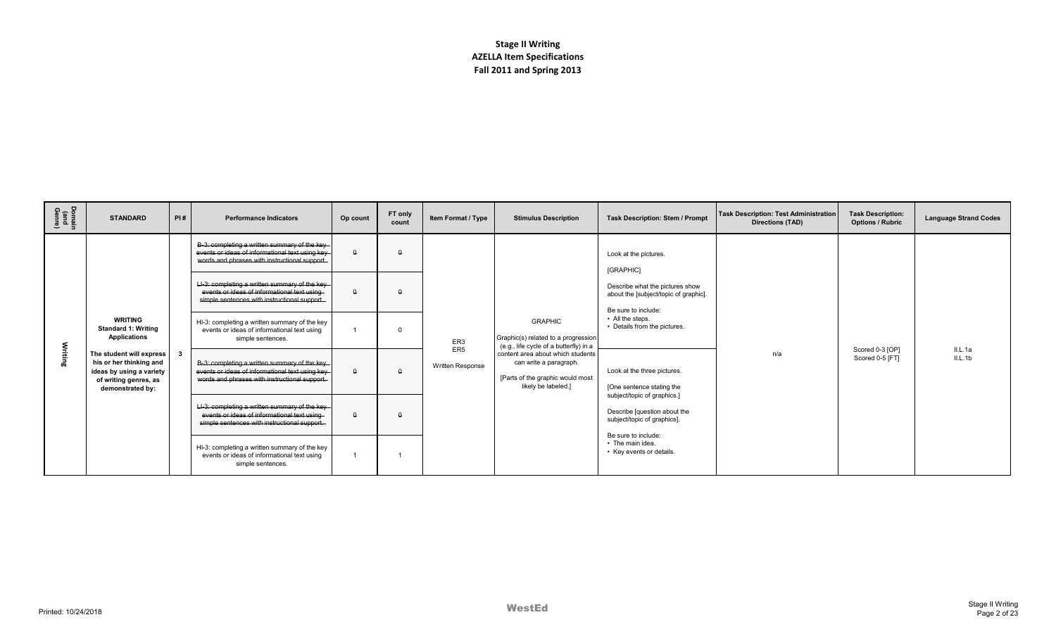# Stage II Writing
## AZELLA Item Specifications
## Fall 2011 and Spring 2013

| Domain (and Genre) | STANDARD | PI# | Performance Indicators | Op count | FT only count | Item Format / Type | Stimulus Description | Task Description: Stem / Prompt | Task Description: Test Administration Directions (TAD) | Task Description: Options / Rubric | Language Strand Codes |
|---|---|---|---|---|---|---|---|---|---|---|---|
| Writing | **WRITING Standard 1: Writing Applications** **The student will express his or her thinking and ideas by using a variety of writing genres, as demonstrated by:** | 3 | ~~B-3: completing a written summary of the key events or ideas of informational text using key words and phrases with instructional support.~~ | ~~0~~ | ~~0~~ | ER3 ER5 Written Response | GRAPHIC Graphic(s) related to a progression (e.g., life cycle of a butterfly) in a content area about which students can write a paragraph. [Parts of the graphic would most likely be labeled.] | Look at the pictures. [GRAPHIC] Describe what the pictures show about the [subject/topic of graphic]. Be sure to include: • All the steps. • Details from the pictures. | n/a | Scored 0-3 [OP] Scored 0-5 [FT] | II.L.1a II.L.1b |
| | | | ~~LI-3: completing a written summary of the key events or ideas of informational text using simple sentences with instructional support.~~ | ~~0~~ | ~~0~~ | | | | | | |
| | | | HI-3: completing a written summary of the key events or ideas of informational text using simple sentences. | 1 | 0 | | | | | | |
| | | | ~~B-3: completing a written summary of the key events or ideas of informational text using key words and phrases with instructional support.~~ | ~~0~~ | ~~0~~ | | | Look at the three pictures. [One sentence stating the subject/topic of graphics.] Describe [question about the subject/topic of graphics]. Be sure to include: • The main idea. • Key events or details. | | | |
| | | | ~~LI-3: completing a written summary of the key events or ideas of informational text using simple sentences with instructional support.~~ | ~~0~~ | ~~0~~ | | | | | | |
| | | | HI-3: completing a written summary of the key events or ideas of informational text using simple sentences. | 1 | 1 | | | | | | |

Printed: 10/24/2018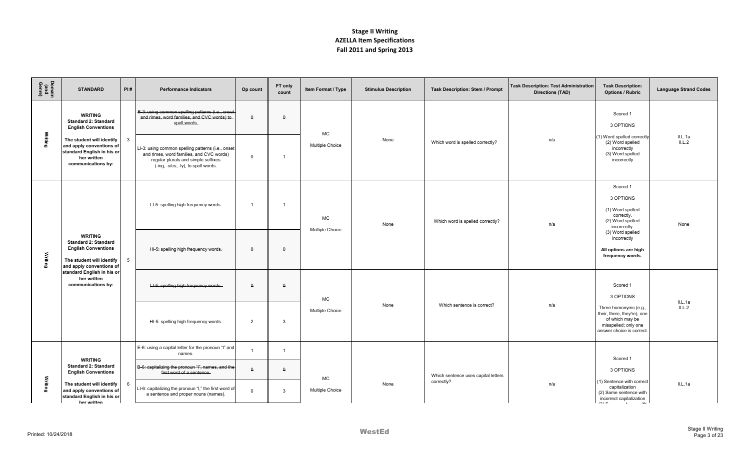# Stage II Writing
# AZELLA Item Specifications
# Fall 2011 and Spring 2013

| Domain (and Genre) | STANDARD | PI # | Performance Indicators | Op count | FT only count | Item Format / Type | Stimulus Description | Task Description: Stem / Prompt | Task Description: Test Administration Directions (TAD) | Task Description: Options / Rubric | Language Strand Codes |
|---|---|---|---|---|---|---|---|---|---|---|---|
| Writing | **WRITING Standard 2: Standard English Conventions** **The student will identify and apply conventions of standard English in his or her written communications by:** | 3 | ~~B-3: using common spelling patterns (i.e., onset and rimes, word families, and CVC words) to spell words.~~ | ~~0~~ | ~~0~~ | MC Multiple Choice | None | Which word is spelled correctly? | n/a | Scored 1 3 OPTIONS (1) Word spelled correctly (2) Word spelled incorrectly (3) Word spelled incorrectly | II.L.1a II.L.2 |
| | | | LI-3: using common spelling patterns (i.e., onset and rimes, word families, and CVC words) regular plurals and simple suffixes (-ing, -s/es, -ly), to spell words. | 0 | 1 | | | | | | |
| Writing | **WRITING Standard 2: Standard English Conventions** **The student will identify and apply conventions of standard English in his or her written communications by:** | 5 | LI-5: spelling high frequency words. | 1 | 1 | MC Multiple Choice | None | Which word is spelled correctly? | n/a | Scored 1 3 OPTIONS (1) Word spelled correctly. (2) Word spelled incorrectly. (3) Word spelled incorrectly **All options are high frequency words.** | None |
| | | | ~~HI-5: spelling high frequency words.~~ | ~~0~~ | ~~0~~ | | | | | | |
| | | | ~~LI-5: spelling high frequency words.~~ | ~~0~~ | ~~0~~ | MC Multiple Choice | None | Which sentence is correct? | n/a | Scored 1 3 OPTIONS Three homonyms (e.g., their, there, they're), one of which may be misspelled; only one answer choice is correct. | II.L.1a II.L.2 |
| | | | HI-5: spelling high frequency words. | 2 | 3 | | | | | | |
| Writing | **WRITING Standard 2: Standard English Conventions** **The student will identify and apply conventions of standard English in his or her written** | 6 | E-6: using a capital letter for the pronoun "I" and names. | 1 | 1 | MC Multiple Choice | None | Which sentence uses capital letters correctly? | n/a | Scored 1 3 OPTIONS (1) Sentence with correct capitalization (2) Same sentence with incorrect capitalization | II.L.1a |
| | | | ~~B-6: capitalizing the pronoun "I", names, and the first word of a sentence.~~ | ~~0~~ | ~~0~~ | | | | | | |
| | | | LI-6: capitalizing the pronoun "I," the first word of a sentence and proper nouns (names). | 0 | 3 | | | | | | |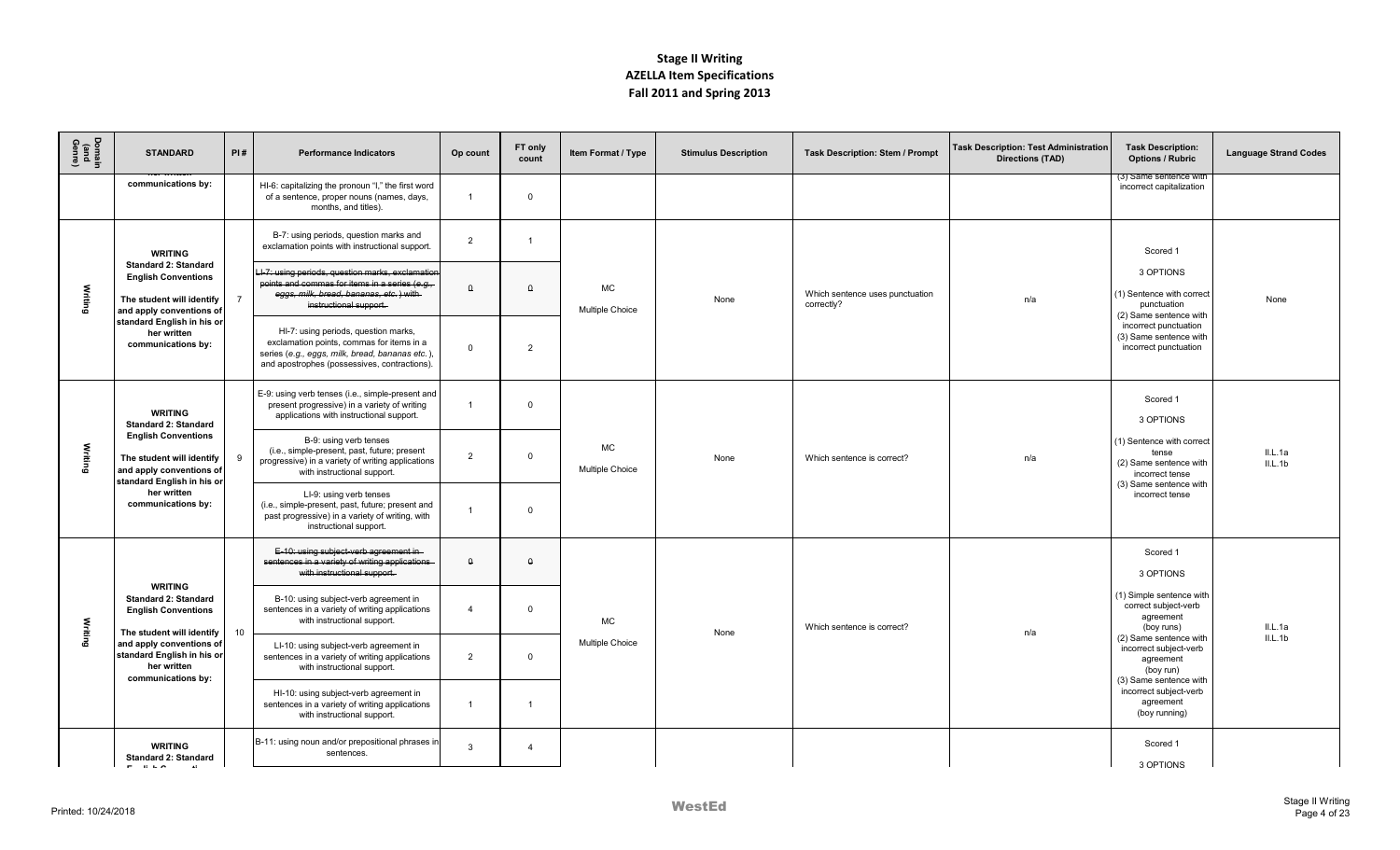# Stage II Writing
## AZELLA Item Specifications
## Fall 2011 and Spring 2013

| Domain (and Genre) | STANDARD | PI # | Performance Indicators | Op count | FT only count | Item Format / Type | Stimulus Description | Task Description: Stem / Prompt | Task Description: Test Administration Directions (TAD) | Task Description: Options / Rubric | Language Strand Codes |
|---|---|---|---|---|---|---|---|---|---|---|---|
| | communications by: | | HI-6: capitalizing the pronoun "I," the first word of a sentence, proper nouns (names, days, months, and titles). | 1 | 0 | | | | | (3) Same sentence with incorrect capitalization | |
| Writing | WRITING Standard 2: Standard English Conventions The student will identify and apply conventions of standard English in his or her written communications by: | 7 | B-7: using periods, question marks and exclamation points with instructional support. | 2 | 1 | MC Multiple Choice | None | Which sentence uses punctuation correctly? | n/a | Scored 1 3 OPTIONS (1) Sentence with correct punctuation (2) Same sentence with incorrect punctuation (3) Same sentence with incorrect punctuation | None |
| | | | ~~LI-7: using periods, question marks, exclamation points and commas for items in a series (e.g., eggs, milk, bread, bananas, etc.) with instructional support.~~ | ~~0~~ | ~~0~~ | | | | | | |
| | | | HI-7: using periods, question marks, exclamation points, commas for items in a series (*e.g., eggs, milk, bread, bananas etc.*), and apostrophes (possessives, contractions). | 0 | 2 | | | | | | |
| Writing | WRITING Standard 2: Standard English Conventions The student will identify and apply conventions of standard English in his or her written communications by: | 9 | E-9: using verb tenses (i.e., simple-present and present progressive) in a variety of writing applications with instructional support. | 1 | 0 | MC Multiple Choice | None | Which sentence is correct? | n/a | Scored 1 3 OPTIONS (1) Sentence with correct tense (2) Same sentence with incorrect tense (3) Same sentence with incorrect tense | II.L.1a II.L.1b |
| | | | B-9: using verb tenses (i.e., simple-present, past, future; present progressive) in a variety of writing applications with instructional support. | 2 | 0 | | | | | | |
| | | | LI-9: using verb tenses (i.e., simple-present, past, future; present and past progressive) in a variety of writing, with instructional support. | 1 | 0 | | | | | | |
| Writing | WRITING Standard 2: Standard English Conventions The student will identify and apply conventions of standard English in his or her written communications by: | 10 | ~~E-10: using subject-verb agreement in sentences in a variety of writing applications with instructional support.~~ | ~~0~~ | ~~0~~ | MC Multiple Choice | None | Which sentence is correct? | n/a | Scored 1 3 OPTIONS (1) Simple sentence with correct subject-verb agreement (boy runs) (2) Same sentence with incorrect subject-verb agreement (boy run) (3) Same sentence with incorrect subject-verb agreement (boy running) | II.L.1a II.L.1b |
| | | | B-10: using subject-verb agreement in sentences in a variety of writing applications with instructional support. | 4 | 0 | | | | | | |
| | | | LI-10: using subject-verb agreement in sentences in a variety of writing applications with instructional support. | 2 | 0 | | | | | | |
| | | | HI-10: using subject-verb agreement in sentences in a variety of writing applications with instructional support. | 1 | 1 | | | | | | |
| | WRITING Standard 2: Standard English Conventions | | B-11: using noun and/or prepositional phrases in sentences. | 3 | 4 | | | | | Scored 1 3 OPTIONS | |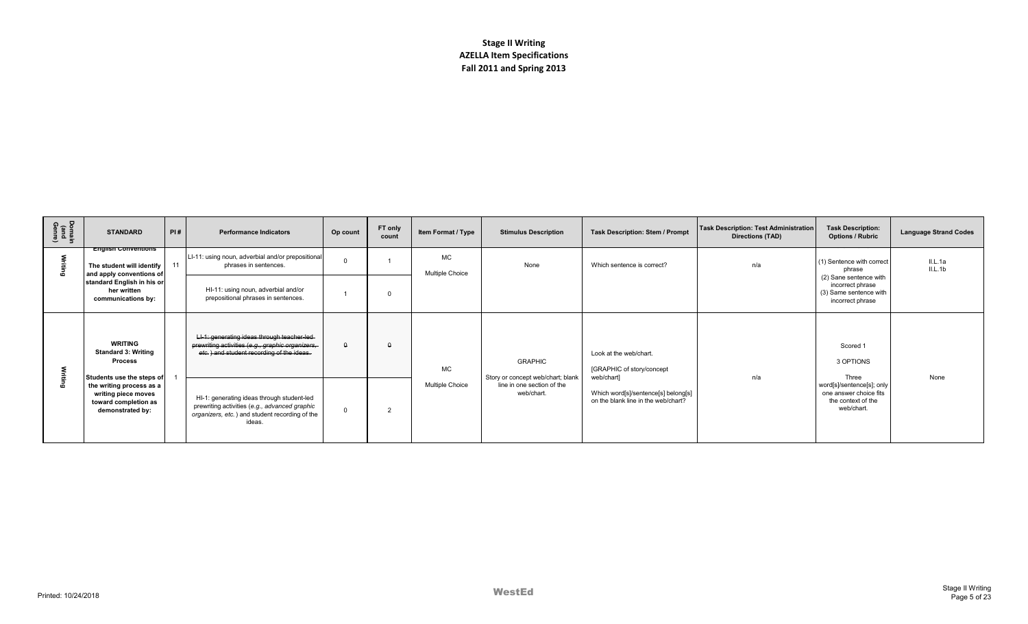# Stage II Writing
## AZELLA Item Specifications
### Fall 2011 and Spring 2013

| Domain (and Genre) | STANDARD | PI # | Performance Indicators | Op count | FT only count | Item Format / Type | Stimulus Description | Task Description: Stem / Prompt | Task Description: Test Administration Directions (TAD) | Task Description: Options / Rubric | Language Strand Codes |
|---|---|---|---|---|---|---|---|---|---|---|---|
| Writing | **English Conventions** **The student will identify and apply conventions of standard English in his or her written communications by:** | 11 | LI-11: using noun, adverbial and/or prepositional phrases in sentences. | 0 | 1 | MC Multiple Choice | None | Which sentence is correct? | n/a | (1) Sentence with correct phrase (2) Sane sentence with incorrect phrase (3) Same sentence with incorrect phrase | II.L.1a II.L.1b |
| | | | HI-11: using noun, adverbial and/or prepositional phrases in sentences. | 1 | 0 | | | | | | |
| Writing | **WRITING** **Standard 3: Writing Process** **Students use the steps of the writing process as a writing piece moves toward completion as demonstrated by:** | 1 | ~~LI-1: generating ideas through teacher-led prewriting activities (*e.g., graphic organizers, etc.*) and student recording of the ideas.~~ | ~~0~~ | ~~0~~ | MC Multiple Choice | GRAPHIC Story or concept web/chart; blank line in one section of the web/chart. | Look at the web/chart. [GRAPHIC of story/concept web/chart] Which word[s]/sentence[s] belong[s] on the blank line in the web/chart? | n/a | Scored 1 3 OPTIONS Three word[s]/sentence[s]; only one answer choice fits the context of the web/chart. | None |
| | | | HI-1: generating ideas through student-led prewriting activities (*e.g., advanced graphic organizers, etc.*) and student recording of the ideas. | 0 | 2 | | | | | | |

Printed: 10/24/2018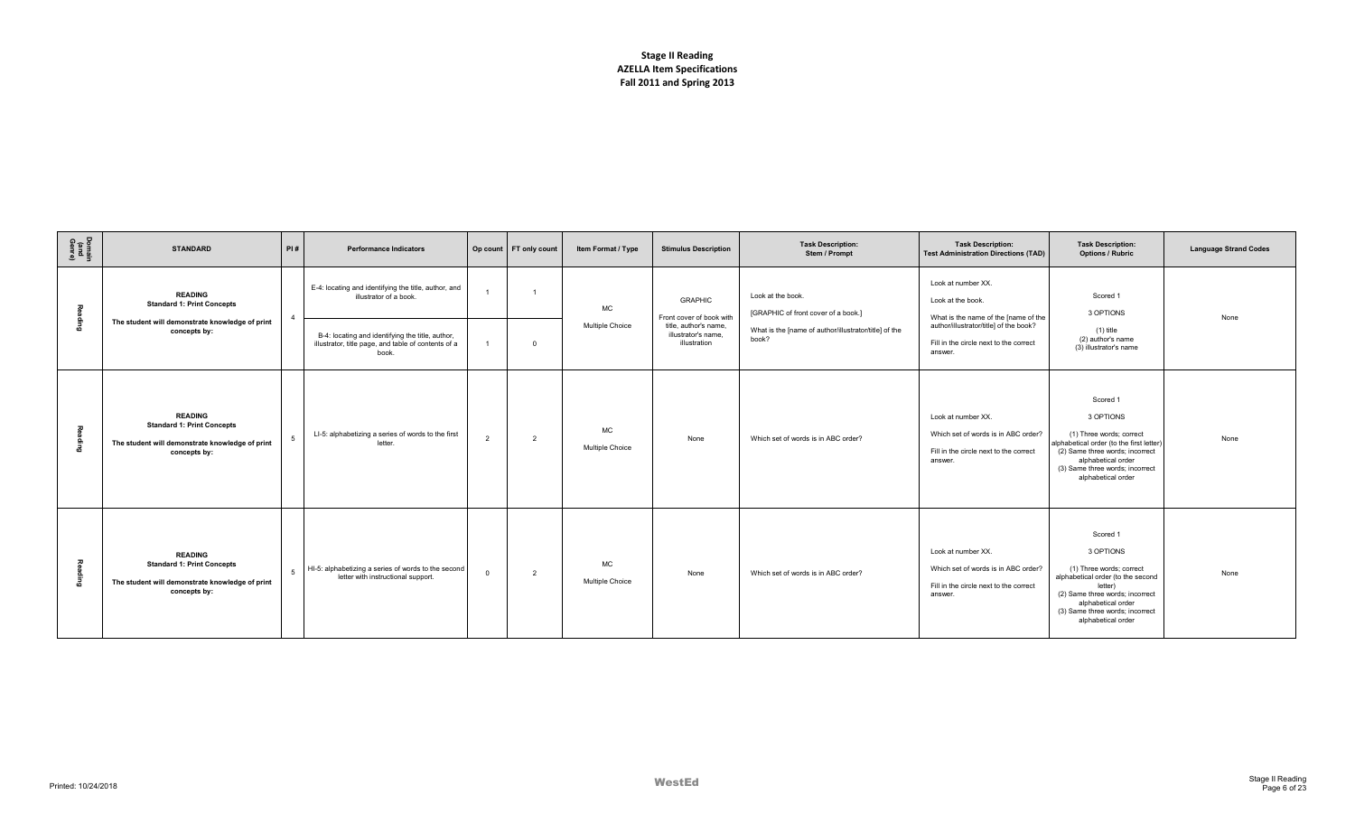**Stage II Reading**
**AZELLA Item Specifications**
**Fall 2011 and Spring 2013**

| Domain (and Genre) | STANDARD | PI # | Performance Indicators | Op count | FT only count | Item Format / Type | Stimulus Description | Task Description: Stem / Prompt | Task Description: Test Administration Directions (TAD) | Task Description: Options / Rubric | Language Strand Codes |
|---|---|---|---|---|---|---|---|---|---|---|---|
| Reading | **READING** **Standard 1: Print Concepts** **The student will demonstrate knowledge of print concepts by:** | 4 | E-4: locating and identifying the title, author, and illustrator of a book. | 1 | 1 | MC Multiple Choice | GRAPHIC Front cover of book with title, author's name, illustrator's name, illustration | Look at the book. [GRAPHIC of front cover of a book.] What is the [name of author/illustrator/title] of the book? | Look at number XX. Look at the book. What is the [name of the [name of the author/illustrator/title] of the book? Fill in the circle next to the correct answer. | Scored 1 3 OPTIONS (1) title (2) author's name (3) illustrator's name | None |
| | | | B-4: locating and identifying the title, author, illustrator, title page, and table of contents of a book. | 1 | 0 | | | | | | |
| Reading | **READING** **Standard 1: Print Concepts** **The student will demonstrate knowledge of print concepts by:** | 5 | LI-5: alphabetizing a series of words to the first letter. | 2 | 2 | MC Multiple Choice | None | Which set of words is in ABC order? | Look at number XX. Which set of words is in ABC order? Fill in the circle next to the correct answer. | Scored 1 3 OPTIONS (1) Three words; correct alphabetical order (to the first letter) (2) Same three words; incorrect alphabetical order (3) Same three words; incorrect alphabetical order | None |
| Reading | **READING** **Standard 1: Print Concepts** **The student will demonstrate knowledge of print concepts by:** | 5 | HI-5: alphabetizing a series of words to the second letter with instructional support. | 0 | 2 | MC Multiple Choice | None | Which set of words is in ABC order? | Look at number XX. Which set of words is in ABC order? Fill in the circle next to the correct answer. | Scored 1 3 OPTIONS (1) Three words; correct alphabetical order (to the second letter) (2) Same three words; incorrect alphabetical order (3) Same three words; incorrect alphabetical order | None |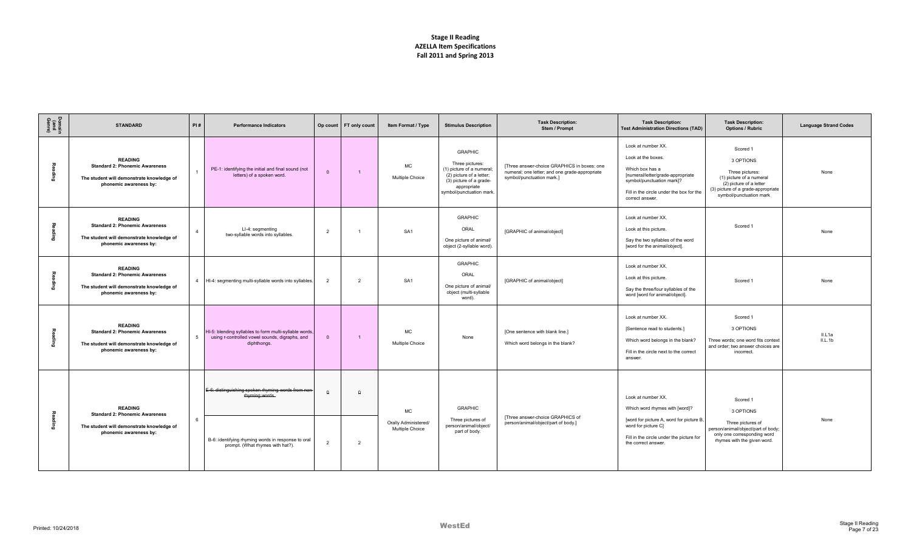# Stage II Reading
## AZELLA Item Specifications
## Fall 2011 and Spring 2013

| Domain (and Genre) | STANDARD | PI # | Performance Indicators | Op count | FT only count | Item Format / Type | Stimulus Description | Task Description: Stem / Prompt | Task Description: Test Administration Directions (TAD) | Task Description: Options / Rubric | Language Strand Codes |
|---|---|---|---|---|---|---|---|---|---|---|---|
| Reading | **READING** **Standard 2: Phonemic Awareness** **The student will demonstrate knowledge of phonemic awareness by:** | 1 | PE-1: identifying the initial and final sound (not letters) of a spoken word. | 0 | 1 | MC Multiple Choice | GRAPHIC Three pictures: (1) picture of a numeral; (2) picture of a letter; (3) picture of a grade-appropriate symbol/punctuation mark. | [Three answer-choice GRAPHICS in boxes: one numeral; one letter; and one grade-appropriate symbol/punctuation mark.] | Look at number XX. Look at the boxes. Which box has a [numeral/letter/grade-appropriate symbol/punctuation mark]? Fill in the circle under the box for the correct answer. | Scored 1 3 OPTIONS Three pictures: (1) picture of a numeral (2) picture of a letter (3) picture of a grade-appropriate symbol/punctuation mark | None |
| Reading | **READING** **Standard 2: Phonemic Awareness** **The student will demonstrate knowledge of phonemic awareness by:** | 4 | LI-4: segmenting two-syllable words into syllables. | 2 | 1 | SA1 | GRAPHIC ORAL One picture of animal/ object (2-syllable word). | [GRAPHIC of animal/object] | Look at number XX. Look at this picture. Say the two syllables of the word [word for the animal/object]. | Scored 1 | None |
| Reading | **READING** **Standard 2: Phonemic Awareness** **The student will demonstrate knowledge of phonemic awareness by:** | 4 | HI-4: segmenting multi-syllable words into syllables. | 2 | 2 | SA1 | GRAPHIC ORAL One picture of animal/ object (multi-syllable word). | [GRAPHIC of animal/object] | Look at number XX. Look at this picture. Say the three/four syllables of the word [word for animal/object]. | Scored 1 | None |
| Reading | **READING** **Standard 2: Phonemic Awareness** **The student will demonstrate knowledge of phonemic awareness by:** | 5 | HI-5: blending syllables to form multi-syllable words, using r-controlled vowel sounds, digraphs, and diphthongs. | 0 | 1 | MC Multiple Choice | None | [One sentence with blank line.] Which word belongs in the blank? | Look at number XX. [Sentence read to students.] Which word belongs in the blank? Fill in the circle next to the correct answer. | Scored 1 3 OPTIONS Three words; one word fits context and order; two answer choices are incorrect. | II.L1a II.L.1b |
| Reading | **READING** **Standard 2: Phonemic Awareness** **The student will demonstrate knowledge of phonemic awareness by:** | 6 | ~~E-6: distinguishing spoken rhyming words from non-rhyming words.~~ | ~~0~~ | ~~0~~ | MC Orally Administered/ Multiple Choice | GRAPHIC Three pictures of person/animal/object/ part of body. | [Three answer-choice GRAPHICS of person/animal/object/part of body.] | Look at number XX. Which word rhymes with [word]? [word for picture A, word for picture B, word for picture C] Fill in the circle under the picture for the correct answer. | Scored 1 3 OPTIONS Three pictures of person/animal/object/part of body; only one corresponding word rhymes with the given word. | None |
| | | | B-6: identifying rhyming words in response to oral prompt. (What rhymes with hat?). | 2 | 2 | | | | | | |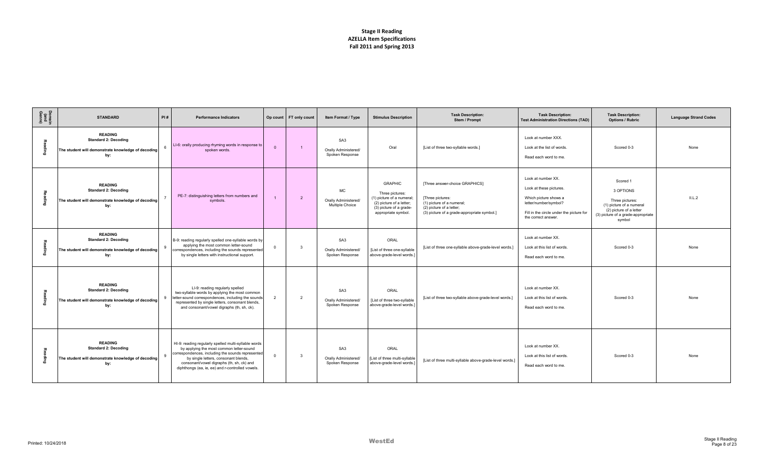# Stage II Reading
## AZELLA Item Specifications
## Fall 2011 and Spring 2013

| Domain (and Genre) | STANDARD | PI # | Performance Indicators | Op count | FT only count | Item Format / Type | Stimulus Description | Task Description: Stem / Prompt | Task Description: Test Administration Directions (TAD) | Task Description: Options / Rubric | Language Strand Codes |
|---|---|---|---|---|---|---|---|---|---|---|---|
| Reading | **READING** **Standard 2: Decoding** **The student will demonstrate knowledge of decoding by:** | 6 | LI-6: orally producing rhyming words in response to spoken words. | 0 | 1 | SA3 Orally Administered/ Spoken Response | Oral | [List of three two-syllable words.] | Look at number XXX. Look at the list of words. Read each word to me. | Scored 0-3 | None |
| Reading | **READING** **Standard 2: Decoding** **The student will demonstrate knowledge of decoding by:** | 7 | PE-7: distinguishing letters from numbers and symbols. | 1 | 2 | MC Orally Administered/ Multiple Choice | GRAPHIC Three pictures: (1) picture of a numeral; (2) picture of a letter; (3) picture of a grade-appropriate symbol. | [Three answer-choice GRAPHICS] [Three pictures: (1) picture of a numeral; (2) picture of a letter; (3) picture of a grade-appropriate symbol.] | Look at number XX. Look at these pictures. Which picture shows a letter/number/symbol? Fill in the circle under the picture for the correct answer. | Scored 1 3 OPTIONS Three pictures: (1) picture of a numeral (2) picture of a letter (3) picture of a grade-appropriate symbol | II.L.2 |
| Reading | **READING** **Standard 2: Decoding** **The student will demonstrate knowledge of decoding by:** | 9 | B-9: reading regularly spelled one-syllable words by applying the most common letter-sound correspondences, including the sounds represented by single letters with instructional support. | 0 | 3 | SA3 Orally Administered/ Spoken Response | ORAL [List of three one-syllable above-grade-level words.] | [List of three one-syllable above-grade-level words.] | Look at number XX. Look at this list of words. Read each word to me. | Scored 0-3 | None |
| Reading | **READING** **Standard 2: Decoding** **The student will demonstrate knowledge of decoding by:** | 9 | LI-9: reading regularly spelled two-syllable words by applying the most common letter-sound correspondences, including the sounds represented by single letters, consonant blends, and consonant/vowel digraphs (th, sh, ck). | 2 | 2 | SA3 Orally Administered/ Spoken Response | ORAL [List of three two-syllable above-grade-level words.] | [List of three two-syllable above-grade-level words.] | Look at number XX. Look at this list of words. Read each word to me. | Scored 0-3 | None |
| Reading | **READING** **Standard 2: Decoding** **The student will demonstrate knowledge of decoding by:** | 9 | HI-9: reading regularly spelled multi-syllable words by applying the most common letter-sound correspondences, including the sounds represented by single letters, consonant blends, consonant/vowel digraphs (th, sh, ck) and diphthongs (ea, ie, ee) and r-controlled vowels. | 0 | 3 | SA3 Orally Administered/ Spoken Response | ORAL [List of three multi-syllable above-grade-level words.] | [List of three multi-syllable above-grade-level words.] | Look at number XX. Look at this list of words. Read each word to me. | Scored 0-3 | None |

Printed: 10/24/2018

WestEd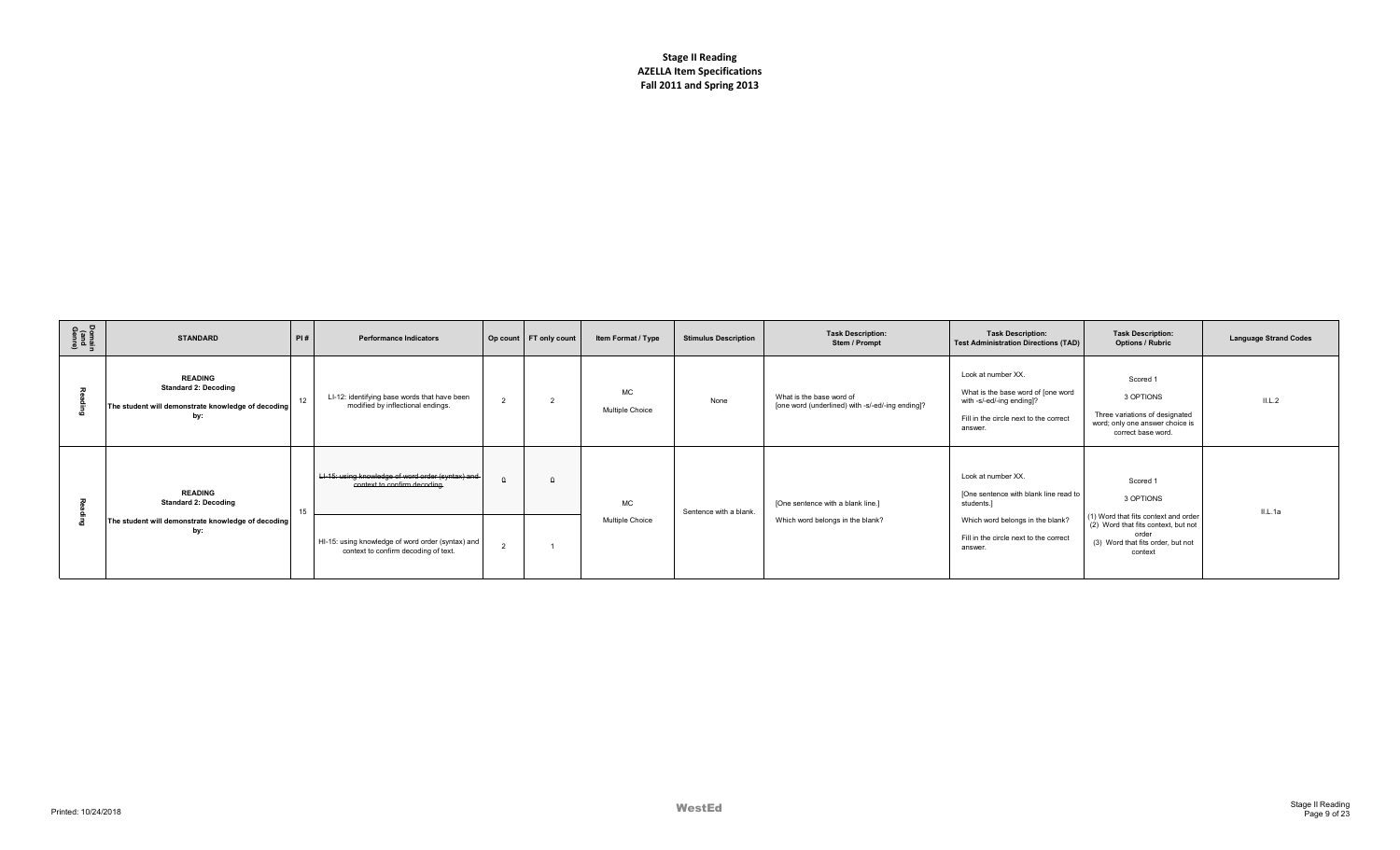**Stage II Reading**
**AZELLA Item Specifications**
**Fall 2011 and Spring 2013**

| Domain (and Genre) | STANDARD | PI # | Performance Indicators | Op count | FT only count | Item Format / Type | Stimulus Description | Task Description: Stem / Prompt | Task Description: Test Administration Directions (TAD) | Task Description: Options / Rubric | Language Strand Codes |
|---|---|---|---|---|---|---|---|---|---|---|---|
| Reading | **READING** **Standard 2: Decoding** **The student will demonstrate knowledge of decoding by:** | 12 | LI-12: identifying base words that have been modified by inflectional endings. | 2 | 2 | MC Multiple Choice | None | What is the base word of [one word (underlined) with -s/-ed/-ing ending]? | Look at number XX. What is the base word of [one word with -s/-ed/-ing ending]? Fill in the circle next to the correct answer. | Scored 1 3 OPTIONS Three variations of designated word; only one answer choice is correct base word. | II.L.2 |
| Reading | **READING** **Standard 2: Decoding** **The student will demonstrate knowledge of decoding by:** | 15 | ~~LI-15: using knowledge of word order (syntax) and context to confirm decoding.~~ | ~~0~~ | ~~0~~ | MC Multiple Choice | Sentence with a blank. | [One sentence with a blank line.] Which word belongs in the blank? | Look at number XX. [One sentence with blank line read to students.] Which word belongs in the blank? Fill in the circle next to the correct answer. | Scored 1 3 OPTIONS (1) Word that fits context and order (2) Word that fits context, but not order (3) Word that fits order, but not context | II.L.1a |
| | | | HI-15: using knowledge of word order (syntax) and context to confirm decoding of text. | 2 | 1 | | | | | | |

Printed: 10/24/2018

WestEd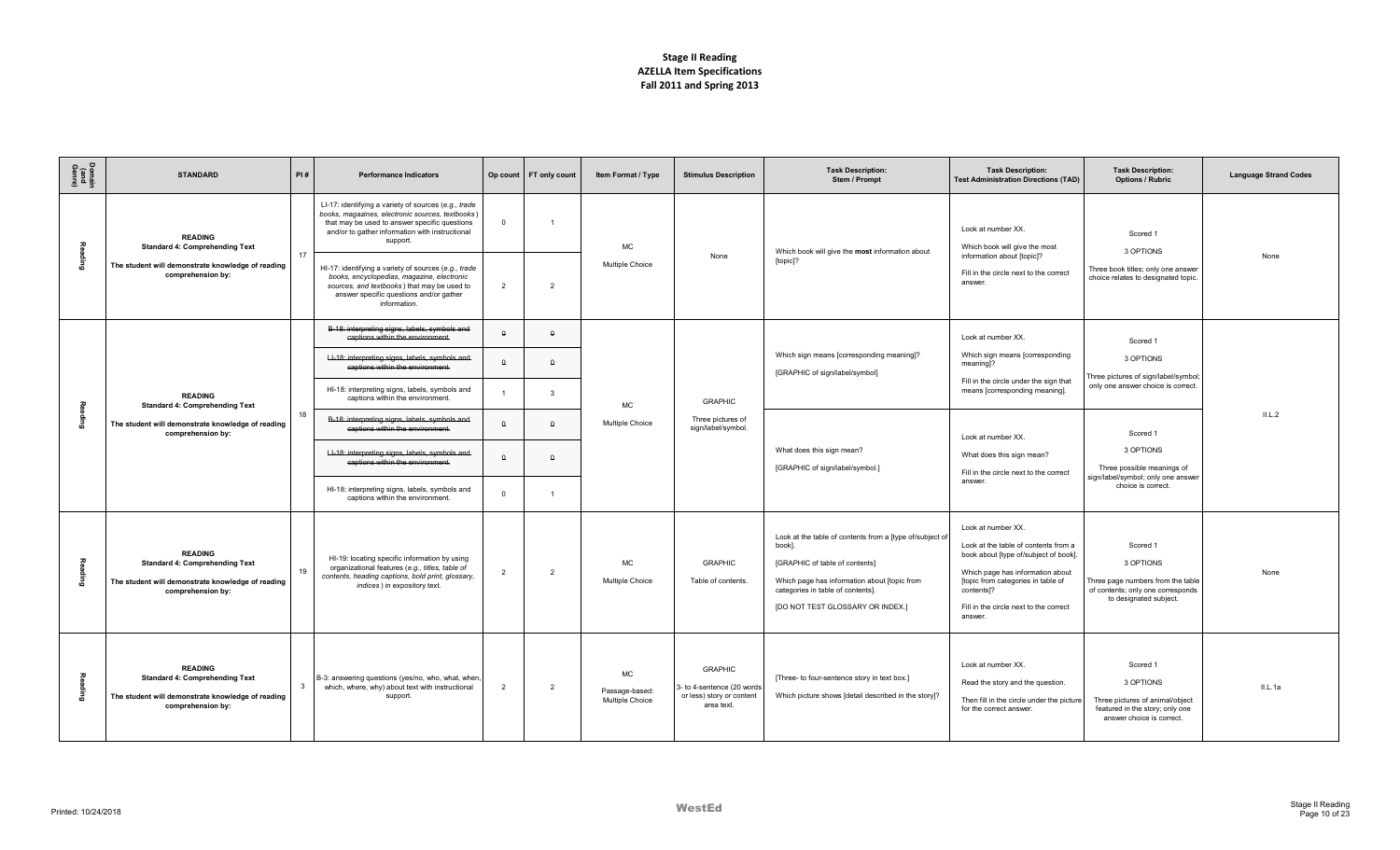# Stage II Reading
## AZELLA Item Specifications
## Fall 2011 and Spring 2013

| Domain (and Genre) | STANDARD | PI # | Performance Indicators | Op count | FT only count | Item Format / Type | Stimulus Description | Task Description: Stem / Prompt | Task Description: Test Administration Directions (TAD) | Task Description: Options / Rubric | Language Strand Codes |
|---|---|---|---|---|---|---|---|---|---|---|---|
| Reading | **READING** **Standard 4: Comprehending Text** **The student will demonstrate knowledge of reading comprehension by:** | 17 | LI-17: identifying a variety of sources (*e.g., trade books, magazines, electronic sources, textbooks*) that may be used to answer specific questions and/or to gather information with instructional support. | 0 | 1 | MC Multiple Choice | None | Which book will give the **most** information about [topic]? | Look at number XX. Which book will give the most information about [topic]? Fill in the circle next to the correct answer. | Scored 1 3 OPTIONS Three book titles; only one answer choice relates to designated topic. | None |
| | | | HI-17: identifying a variety of sources (*e.g., trade books, encyclopedias, magazine, electronic sources, and textbooks*) that may be used to answer specific questions and/or gather information. | 2 | 2 | | | | | | |
| Reading | **READING** **Standard 4: Comprehending Text** **The student will demonstrate knowledge of reading comprehension by:** | 18 | ~~B-18: interpreting signs, labels, symbols and captions within the environment.~~ | ~~0~~ | ~~0~~ | MC Multiple Choice | GRAPHIC Three pictures of sign/label/symbol. | Which sign means [corresponding meaning]? [GRAPHIC of sign/label/symbol] | Look at number XX. Which sign means [corresponding meaning]? Fill in the circle under the sign that means [corresponding meaning]. | Scored 1 3 OPTIONS Three pictures of sign/label/symbol; only one answer choice is correct. | II.L.2 |
| | | | ~~LI-18: interpreting signs, labels, symbols and captions within the environment.~~ | ~~0~~ | ~~0~~ | | | | | | |
| | | | HI-18: interpreting signs, labels, symbols and captions within the environment. | 1 | 3 | | | | | | |
| | | | ~~B-18: interpreting signs, labels, symbols and captions within the environment.~~ | ~~0~~ | ~~0~~ | | | What does this sign mean? [GRAPHIC of sign/label/symbol.] | Look at number XX. What does this sign mean? Fill in the circle next to the correct answer. | Scored 1 3 OPTIONS Three possible meanings of sign/label/symbol; only one answer choice is correct. | |
| | | | ~~LI-18: interpreting signs, labels, symbols and captions within the environment.~~ | ~~0~~ | ~~0~~ | | | | | | |
| | | | HI-18: interpreting signs, labels, symbols and captions within the environment. | 0 | 1 | | | | | | |
| Reading | **READING** **Standard 4: Comprehending Text** **The student will demonstrate knowledge of reading comprehension by:** | 19 | HI-19: locating specific information by using organizational features (*e.g., titles, table of contents, heading captions, bold print, glossary, indices*) in expository text. | 2 | 2 | MC Multiple Choice | GRAPHIC Table of contents. | Look at the table of contents from a [type of/subject of book]. [GRAPHIC of table of contents] Which page has information about [topic from categories in table of contents]. [DO NOT TEST GLOSSARY OR INDEX.] | Look at number XX. Look at the table of contents from a book about [type of/subject of book]. Which page has information about [topic from categories in table of contents]? Fill in the circle next to the correct answer. | Scored 1 3 OPTIONS Three page numbers from the table of contents; only one corresponds to designated subject. | None |
| Reading | **READING** **Standard 4: Comprehending Text** **The student will demonstrate knowledge of reading comprehension by:** | 3 | B-3: answering questions (yes/no, who, what, when, which, where, why) about text with instructional support. | 2 | 2 | MC Passage-based: Multiple Choice | GRAPHIC 3- to 4-sentence (20 words or less) story or content area text. | [Three- to four-sentence story in text box.] Which picture shows [detail described in the story]? | Look at number XX. Read the story and the question. Then fill in the circle under the picture for the correct answer. | Scored 1 3 OPTIONS Three pictures of animal/object featured in the story; only one answer choice is correct. | II.L.1a |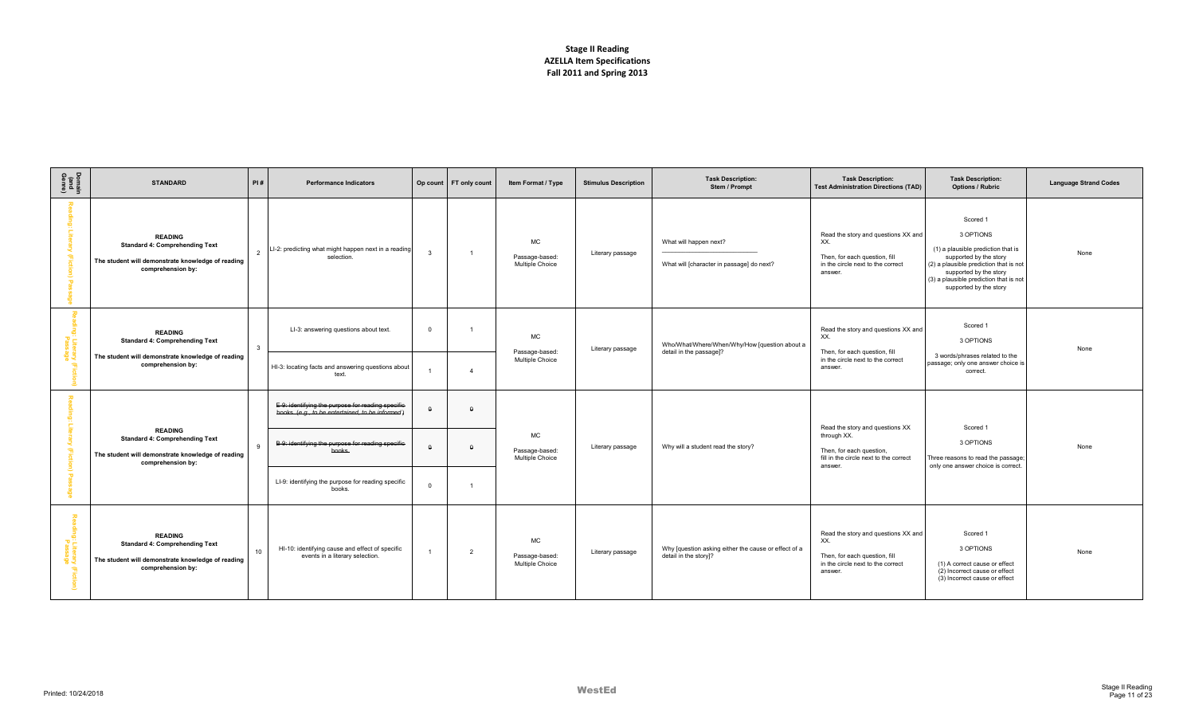# Stage II Reading
## AZELLA Item Specifications
## Fall 2011 and Spring 2013

| Domain (and Genre) | STANDARD | PI # | Performance Indicators | Op count | FT only count | Item Format / Type | Stimulus Description | Task Description: Stem / Prompt | Task Description: Test Administration Directions (TAD) | Task Description: Options / Rubric | Language Strand Codes |
|---|---|---|---|---|---|---|---|---|---|---|---|
| Reading: Literary (Fiction) Passage | **READING** **Standard 4: Comprehending Text** **The student will demonstrate knowledge of reading comprehension by:** | 2 | LI-2: predicting what might happen next in a reading selection. | 3 | 1 | MC Passage-based: Multiple Choice | Literary passage | What will happen next? ——————————— What will [character in passage] do next? | Read the story and questions XX and XX. Then, for each question, fill in the circle next to the correct answer. | Scored 1 3 OPTIONS (1) a plausible prediction that is supported by the story (2) a plausible prediction that is not supported by the story (3) a plausible prediction that is not supported by the story | None |
| Reading: Literary (Fiction) Passage | **READING** **Standard 4: Comprehending Text** **The student will demonstrate knowledge of reading comprehension by:** | 3 | LI-3: answering questions about text. | 0 | 1 | MC Passage-based: Multiple Choice | Literary passage | Who/What/Where/When/Why/How [question about a detail in the passage]? | Read the story and questions XX and XX. Then, for each question, fill in the circle next to the correct answer. | Scored 1 3 OPTIONS 3 words/phrases related to the passage; only one answer choice is correct. | None |
| | | | HI-3: locating facts and answering questions about text. | 1 | 4 | | | | | | |
| Reading: Literary (Fiction) Passage | **READING** **Standard 4: Comprehending Text** **The student will demonstrate knowledge of reading comprehension by:** | 9 | ~~E-9: identifying the purpose for reading specific books. (e.g., to be entertained, to be informed)~~ | ~~0~~ | ~~0~~ | MC Passage-based: Multiple Choice | Literary passage | Why will a student read the story? | Read the story and questions XX through XX. Then, for each question, fill in the circle next to the correct answer. | Scored 1 3 OPTIONS Three reasons to read the passage; only one answer choice is correct. | None |
| | | | ~~B-9: identifying the purpose for reading specific books.~~ | ~~0~~ | ~~0~~ | | | | | | |
| | | | LI-9: identifying the purpose for reading specific books. | 0 | 1 | | | | | | |
| Reading: Literary (Fiction) Passage | **READING** **Standard 4: Comprehending Text** **The student will demonstrate knowledge of reading comprehension by:** | 10 | HI-10: identifying cause and effect of specific events in a literary selection. | 1 | 2 | MC Passage-based: Multiple Choice | Literary passage | Why [question asking either the cause or effect of a detail in the story]? | Read the story and questions XX and XX. Then, for each question, fill in the circle next to the correct answer. | Scored 1 3 OPTIONS (1) A correct cause or effect (2) Incorrect cause or effect (3) Incorrect cause or effect | None |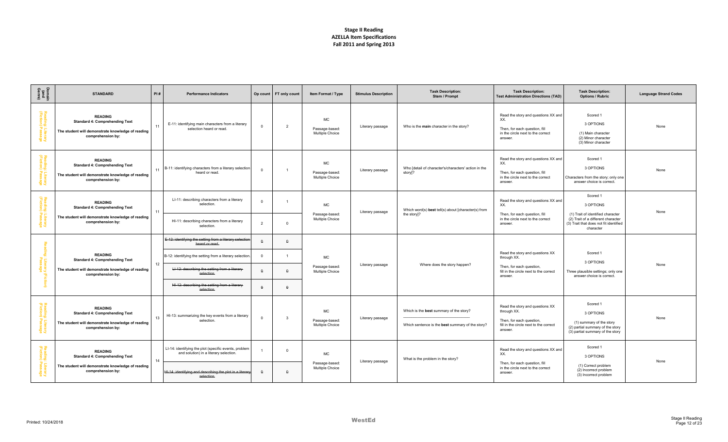# Stage II Reading
## AZELLA Item Specifications
### Fall 2011 and Spring 2013

| Domain (and Genre) | STANDARD | PI # | Performance Indicators | Op count | FT only count | Item Format / Type | Stimulus Description | Task Description: Stem / Prompt | Task Description: Test Administration Directions (TAD) | Task Description: Options / Rubric | Language Strand Codes |
|---|---|---|---|---|---|---|---|---|---|---|---|
| Reading: Literary (Fiction) Passage | **READING** **Standard 4: Comprehending Text** **The student will demonstrate knowledge of reading comprehension by:** | 11 | E-11: identifying main characters from a literary selection heard or read. | 0 | 2 | MC Passage-based: Multiple Choice | Literary passage | Who is the **main** character in the story? | Read the story and questions XX and XX. Then, for each question, fill in the circle next to the correct answer. | Scored 1 3 OPTIONS (1) Main character (2) Minor character (3) Minor character | None |
| Reading: Literary (Fiction) Passage | **READING** **Standard 4: Comprehending Text** **The student will demonstrate knowledge of reading comprehension by:** | 11 | B-11: identifying characters from a literary selection heard or read. | 0 | 1 | MC Passage-based: Multiple Choice | Literary passage | Who [detail of character's/characters' action in the story]? | Read the story and questions XX and XX. Then, for each question, fill in the circle next to the correct answer. | Scored 1 3 OPTIONS Characters from the story; only one answer choice is correct. | None |
| Reading: Literary (Fiction) Passage | **READING** **Standard 4: Comprehending Text** **The student will demonstrate knowledge of reading comprehension by:** | 11 | LI-11: describing characters from a literary selection. | 0 | 1 | MC Passage-based: Multiple Choice | Literary passage | Which word(s) **best** tell(s) about [character(s) from the story]? | Read the story and questions XX and XX. Then, for each question, fill in the circle next to the correct answer. | Scored 1 3 OPTIONS (1) Trait of identified character (2) Trait of a different character (3) Trait that does not fit identified character | None |
| | | | HI-11: describing characters from a literary selection. | 2 | 0 | | | | | | |
| Reading: Literary (Fiction) Passage | **READING** **Standard 4: Comprehending Text** **The student will demonstrate knowledge of reading comprehension by:** | 12 | ~~E-12: identifying the setting from a literary selection heard or read.~~ | ~~0~~ | ~~0~~ | MC Passage-based: Multiple Choice | Literary passage | Where does the story happen? | Read the story and questions XX through XX. Then, for each question, fill in the circle next to the correct answer. | Scored 1 3 OPTIONS Three plausible settings; only one answer choice is correct. | None |
| | | | B-12: identifying the setting from a literary selection. | 0 | 1 | | | | | | |
| | | | ~~LI-12: describing the setting from a literary selection.~~ | ~~0~~ | ~~0~~ | | | | | | |
| | | | ~~HI-12: describing the setting from a literary selection.~~ | ~~0~~ | ~~0~~ | | | | | | |
| Reading: Literary (Fiction) Passage | **READING** **Standard 4: Comprehending Text** **The student will demonstrate knowledge of reading comprehension by:** | 13 | HI-13: summarizing the key events from a literary selection. | 0 | 3 | MC Passage-based: Multiple Choice | Literary passage | Which is the **best** summary of the story? ——— Which sentence is the **best** summary of the story? | Read the story and questions XX through XX. Then, for each question, fill in the circle next to the correct answer. | Scored 1 3 OPTIONS (1) summary of the story (2) partial summary of the story (3) partial summary of the story | None |
| Reading: Literary (Fiction) Passage | **READING** **Standard 4: Comprehending Text** **The student will demonstrate knowledge of reading comprehension by:** | 14 | LI-14: identifying the plot (specific events, problem and solution) in a literary selection. | 1 | 0 | MC Passage-based: Multiple Choice | Literary passage | What is the problem in the story? | Read the story and questions XX and XX. Then, for each question, fill in the circle next to the correct answer. | Scored 1 3 OPTIONS (1) Correct problem (2) Incorrect problem (3) Incorrect problem | None |
| | | | ~~HI-14: identifying and describing the plot in a literary selection.~~ | ~~0~~ | ~~0~~ | | | | | | |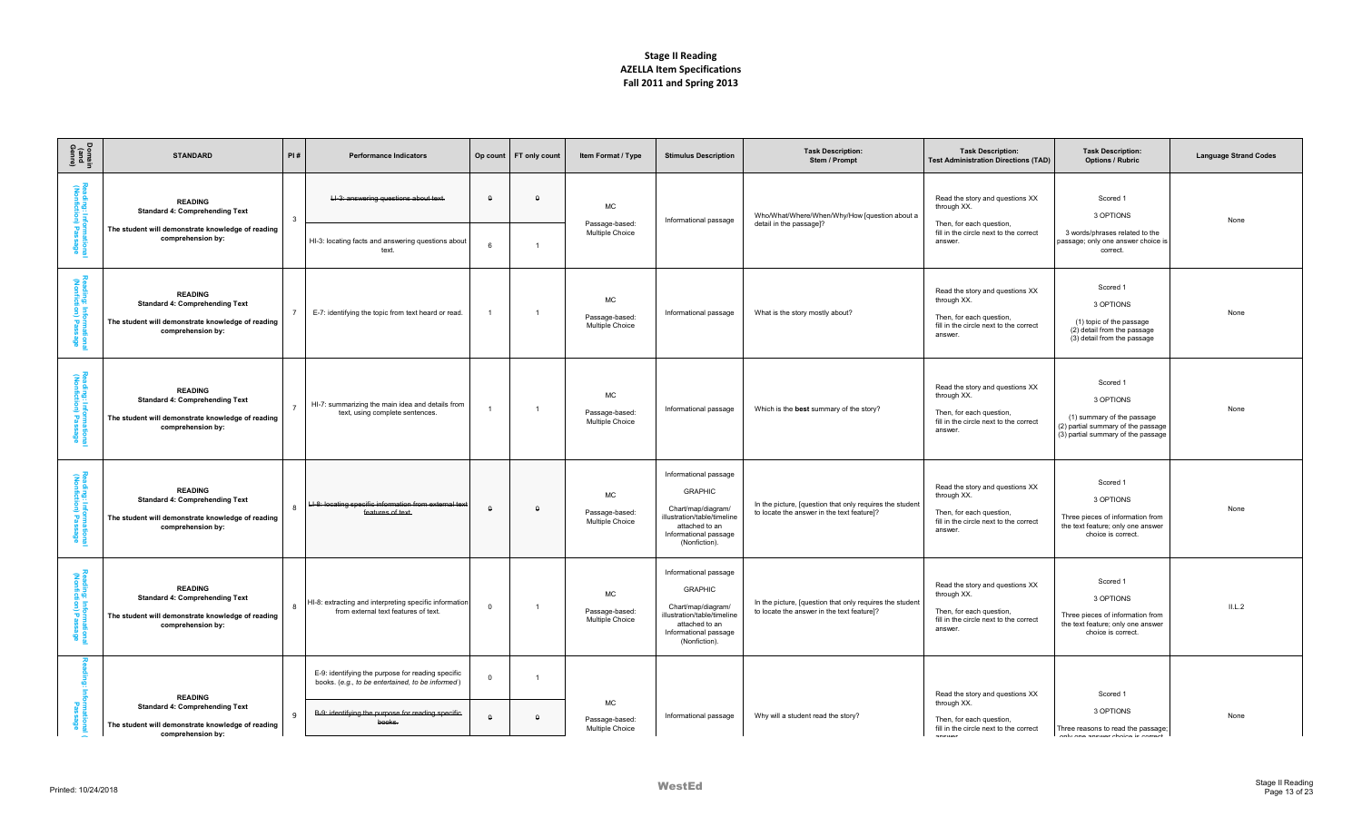# Stage II Reading
## AZELLA Item Specifications
### Fall 2011 and Spring 2013

| Domain (and Genre) | STANDARD | PI # | Performance Indicators | Op count | FT only count | Item Format / Type | Stimulus Description | Task Description: Stem / Prompt | Task Description: Test Administration Directions (TAD) | Task Description: Options / Rubric | Language Strand Codes |
|---|---|---|---|---|---|---|---|---|---|---|---|
| Reading: Informational (Nonfiction) Passage | **READING** **Standard 4: Comprehending Text** **The student will demonstrate knowledge of reading comprehension by:** | 3 | ~~LI-3: answering questions about text.~~ | ~~0~~ | ~~0~~ | MC Passage-based: Multiple Choice | Informational passage | Who/What/Where/When/Why/How [question about a detail in the passage]? | Read the story and questions XX through XX. Then, for each question, fill in the circle next to the correct answer. | Scored 1 3 OPTIONS 3 words/phrases related to the passage; only one answer choice is correct. | None |
| | | | HI-3: locating facts and answering questions about text. | 6 | 1 | | | | | | |
| Reading: Informational (Nonfiction) Passage | **READING** **Standard 4: Comprehending Text** **The student will demonstrate knowledge of reading comprehension by:** | 7 | E-7: identifying the topic from text heard or read. | 1 | 1 | MC Passage-based: Multiple Choice | Informational passage | What is the story mostly about? | Read the story and questions XX through XX. Then, for each question, fill in the circle next to the correct answer. | Scored 1 3 OPTIONS (1) topic of the passage (2) detail from the passage (3) detail from the passage | None |
| Reading: Informational (Nonfiction) Passage | **READING** **Standard 4: Comprehending Text** **The student will demonstrate knowledge of reading comprehension by:** | 7 | HI-7: summarizing the main idea and details from text, using complete sentences. | 1 | 1 | MC Passage-based: Multiple Choice | Informational passage | Which is the **best** summary of the story? | Read the story and questions XX through XX. Then, for each question, fill in the circle next to the correct answer. | Scored 1 3 OPTIONS (1) summary of the passage (2) partial summary of the passage (3) partial summary of the passage | None |
| Reading: Informational (Nonfiction) Passage | **READING** **Standard 4: Comprehending Text** **The student will demonstrate knowledge of reading comprehension by:** | 8 | ~~LI-8: locating specific information from external text features of text.~~ | ~~0~~ | ~~0~~ | MC Passage-based: Multiple Choice | Informational passage GRAPHIC Chart/map/diagram/ illustration/table/timeline attached to an Informational passage (Nonfiction). | In the picture, [question that only requires the student to locate the answer in the text feature]? | Read the story and questions XX through XX. Then, for each question, fill in the circle next to the correct answer. | Scored 1 3 OPTIONS Three pieces of information from the text feature; only one answer choice is correct. | None |
| Reading: Informational (Nonfiction) Passage | **READING** **Standard 4: Comprehending Text** **The student will demonstrate knowledge of reading comprehension by:** | 8 | HI-8: extracting and interpreting specific information from external text features of text. | 0 | 1 | MC Passage-based: Multiple Choice | Informational passage GRAPHIC Chart/map/diagram/ illustration/table/timeline attached to an Informational passage (Nonfiction). | In the picture, [question that only requires the student to locate the answer in the text feature]? | Read the story and questions XX through XX. Then, for each question, fill in the circle next to the correct answer. | Scored 1 3 OPTIONS Three pieces of information from the text feature; only one answer choice is correct. | II.L.2 |
| Reading: Informational ( Passage | **READING** **Standard 4: Comprehending Text** **The student will demonstrate knowledge of reading comprehension by:** | 9 | E-9: identifying the purpose for reading specific books. (*e.g., to be entertained, to be informed*) | 0 | 1 | MC Passage-based: Multiple Choice | Informational passage | Why will a student read the story? | Read the story and questions XX through XX. Then, for each question, fill in the circle next to the correct answer. | Scored 1 3 OPTIONS Three reasons to read the passage; only one answer choice is correct. | None |
| | | | ~~B-9: identifying the purpose for reading specific books.~~ | ~~0~~ | ~~0~~ | | | | | | |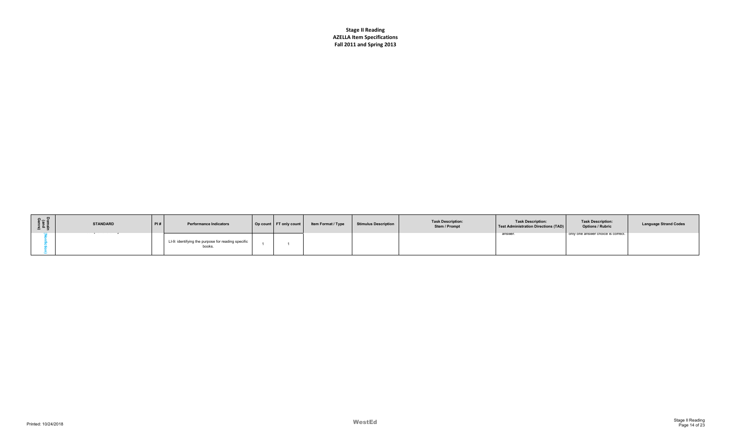**Stage II Reading**
**AZELLA Item Specifications**
**Fall 2011 and Spring 2013**

| Domain (and Genre) | STANDARD | PI # | Performance Indicators | Op count | FT only count | Item Format / Type | Stimulus Description | Task Description: Stem / Prompt | Task Description: Test Administration Directions (TAD) | Task Description: Options / Rubric | Language Strand Codes |
|---|---|---|---|---|---|---|---|---|---|---|---|
| (Nonfiction) | | | LI-9: identifying the purpose for reading specific books. | 1 | 1 | | | | answer. | only one answer choice is correct. | |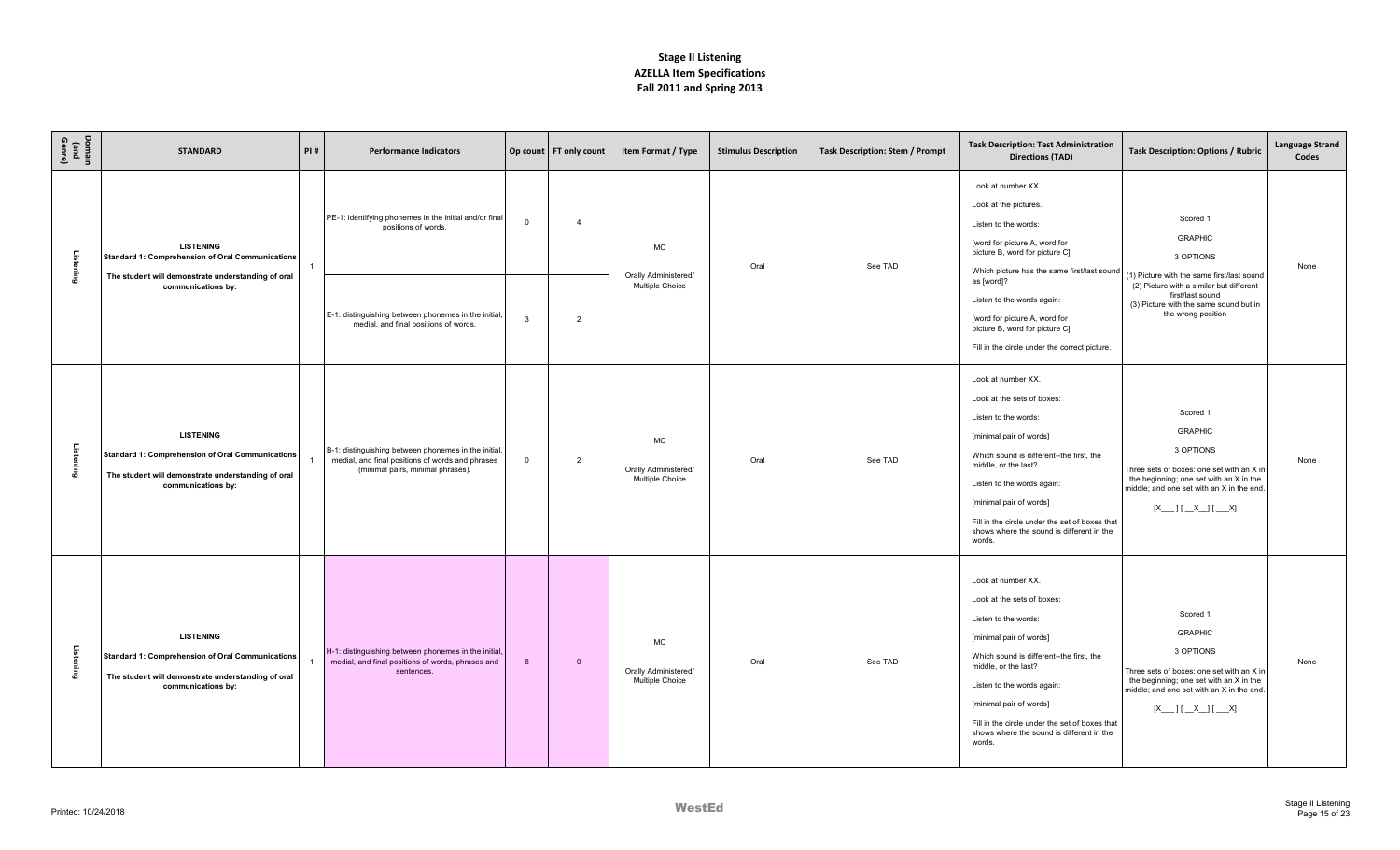# Stage II Listening
## AZELLA Item Specifications
### Fall 2011 and Spring 2013

| Domain (and Genre) | STANDARD | PI # | Performance Indicators | Op count | FT only count | Item Format / Type | Stimulus Description | Task Description: Stem / Prompt | Task Description: Test Administration Directions (TAD) | Task Description: Options / Rubric | Language Strand Codes |
|---|---|---|---|---|---|---|---|---|---|---|---|
| Listening | **LISTENING** **Standard 1: Comprehension of Oral Communications** **The student will demonstrate understanding of oral communications by:** | 1 | PE-1: identifying phonemes in the initial and/or final positions of words. | 0 | 4 | MC Orally Administered/ Multiple Choice | Oral | See TAD | Look at number XX. Look at the pictures. Listen to the words: [word for picture A, word for picture B, word for picture C] Which picture has the same first/last sound as [word]? Listen to the words again: [word for picture A, word for picture B, word for picture C] Fill in the circle under the correct picture. | Scored 1 GRAPHIC 3 OPTIONS (1) Picture with the same first/last sound (2) Picture with a similar but different first/last sound (3) Picture with the same sound but in the wrong position | None |
| | | | E-1: distinguishing between phonemes in the initial, medial, and final positions of words. | 3 | 2 | | | | | | |
| Listening | **LISTENING** **Standard 1: Comprehension of Oral Communications** **The student will demonstrate understanding of oral communications by:** | 1 | B-1: distinguishing between phonemes in the initial, medial, and final positions of words and phrases (minimal pairs, minimal phrases). | 0 | 2 | MC Orally Administered/ Multiple Choice | Oral | See TAD | Look at number XX. Look at the sets of boxes: Listen to the words: [minimal pair of words] Which sound is different--the first, the middle, or the last? Listen to the words again: [minimal pair of words] Fill in the circle under the set of boxes that shows where the sound is different in the words. | Scored 1 GRAPHIC 3 OPTIONS Three sets of boxes: one set with an X in the beginning; one set with an X in the middle; and one set with an X in the end. [X___] [__X__] [___X] | None |
| Listening | **LISTENING** **Standard 1: Comprehension of Oral Communications** **The student will demonstrate understanding of oral communications by:** | 1 | H-1: distinguishing between phonemes in the initial, medial, and final positions of words, phrases and sentences. | 8 | 0 | MC Orally Administered/ Multiple Choice | Oral | See TAD | Look at number XX. Look at the sets of boxes: Listen to the words: [minimal pair of words] Which sound is different--the first, the middle, or the last? Listen to the words again: [minimal pair of words] Fill in the circle under the set of boxes that shows where the sound is different in the words. | Scored 1 GRAPHIC 3 OPTIONS Three sets of boxes: one set with an X in the beginning; one set with an X in the middle; and one set with an X in the end. [X___] [__X__] [___X] | None |

Printed: 10/24/2018 WestEd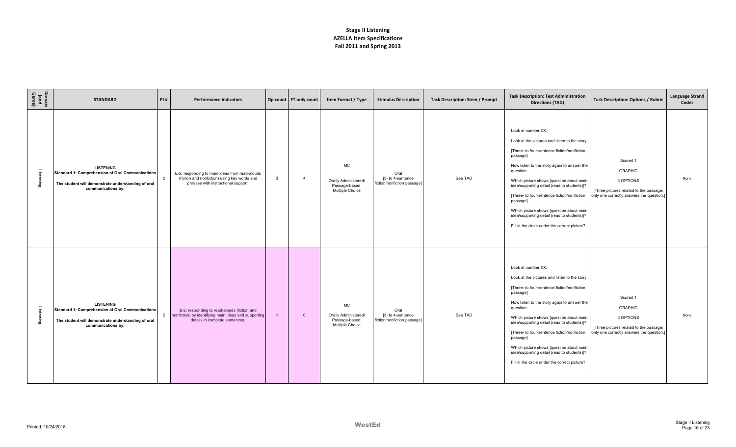# Stage II Listening
## AZELLA Item Specifications
## Fall 2011 and Spring 2013

| Domain (and Genre) | STANDARD | PI # | Performance Indicators | Op count | FT only count | Item Format / Type | Stimulus Description | Task Description: Stem / Prompt | Task Description: Test Administration Directions (TAD) | Task Description: Options / Rubric | Language Strand Codes |
|---|---|---|---|---|---|---|---|---|---|---|---|
| Listening | **LISTENING** **Standard 1: Comprehension of Oral Communications** **The student will demonstrate understanding of oral communications by:** | 2 | E-2: responding to main ideas from read-alouds (fiction and nonfiction) using key words and phrases with instructional support. | 3 | 4 | MC Orally Administered/ Passage-based: Multiple Choice | Oral [3- to 4-sentence fiction/nonfiction passage] | See TAD | Look at number XX. Look at the pictures and listen to the story. [Three- to four-sentence fiction/nonfiction passage] Now listen to the story again to answer the question. Which picture shows [question about main idea/supporting detail (read to students)]? [Three- to four-sentence fiction/nonfiction passage] Which picture shows [question about main idea/supporting detail (read to students)]? Fill in the circle under the correct picture? | Scored 1 GRAPHIC 3 OPTIONS [Three pictures related to the passage; only one correctly answers the question.] | None |
| Listening | **LISTENING** **Standard 1: Comprehension of Oral Communications** **The student will demonstrate understanding of oral communications by:** | 2 | B-2: responding to read-alouds (fiction and nonfiction) by identifying main ideas and supporting details in complete sentences. | 1 | 0 | MC Orally Administered/ Passage-based: Multiple Choice | Oral [3- to 4-sentence fiction/nonfiction passage] | See TAD | Look at number XX. Look at the pictures and listen to the story. [Three- to four-sentence fiction/nonfiction passage] Now listen to the story again to answer the question. Which picture shows [question about main idea/supporting detail (read to students)]? [Three- to four-sentence fiction/nonfiction passage] Which picture shows [question about main idea/supporting detail (read to students)]? Fill in the circle under the correct picture? | Scored 1 GRAPHIC 3 OPTIONS [Three pictures related to the passage; only one correctly answers the question.] | None |

Printed: 10/24/2018

WestEd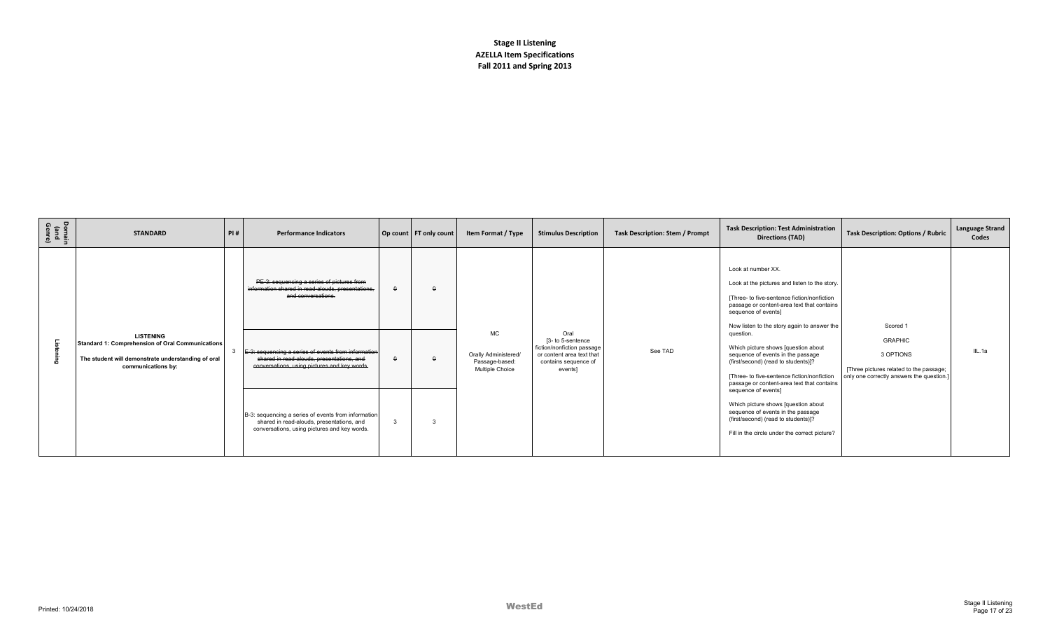**Stage II Listening**
**AZELLA Item Specifications**
**Fall 2011 and Spring 2013**

| Domain (and Genre) | STANDARD | PI # | Performance Indicators | Op count | FT only count | Item Format / Type | Stimulus Description | Task Description: Stem / Prompt | Task Description: Test Administration Directions (TAD) | Task Description: Options / Rubric | Language Strand Codes |
|---|---|---|---|---|---|---|---|---|---|---|---|
| Listening | **LISTENING** **Standard 1: Comprehension of Oral Communications** **The student will demonstrate understanding of oral communications by:** | 3 | ~~PE-3: sequencing a series of pictures from information shared in read-alouds, presentations, and conversations.~~ | ~~0~~ | ~~0~~ | MC Orally Administered/ Passage-based: Multiple Choice | Oral [3- to 5-sentence fiction/nonfiction passage or content area text that contains sequence of events] | See TAD | Look at number XX. Look at the pictures and listen to the story. [Three- to five-sentence fiction/nonfiction passage or content-area text that contains sequence of events] Now listen to the story again to answer the question. Which picture shows [question about sequence of events in the passage (first/second) (read to students)]? [Three- to five-sentence fiction/nonfiction passage or content-area text that contains sequence of events] Which picture shows [question about sequence of events in the passage (first/second) (read to students)]? Fill in the circle under the correct picture? | Scored 1 GRAPHIC 3 OPTIONS [Three pictures related to the passage; only one correctly answers the question.] | IIL.1a |
| | | | ~~E-3: sequencing a series of events from information shared in read-alouds, presentations, and conversations, using pictures and key words.~~ | ~~0~~ | ~~0~~ | | | | | | |
| | | | B-3: sequencing a series of events from information shared in read-alouds, presentations, and conversations, using pictures and key words. | 3 | 3 | | | | | | |

Printed: 10/24/2018

WestEd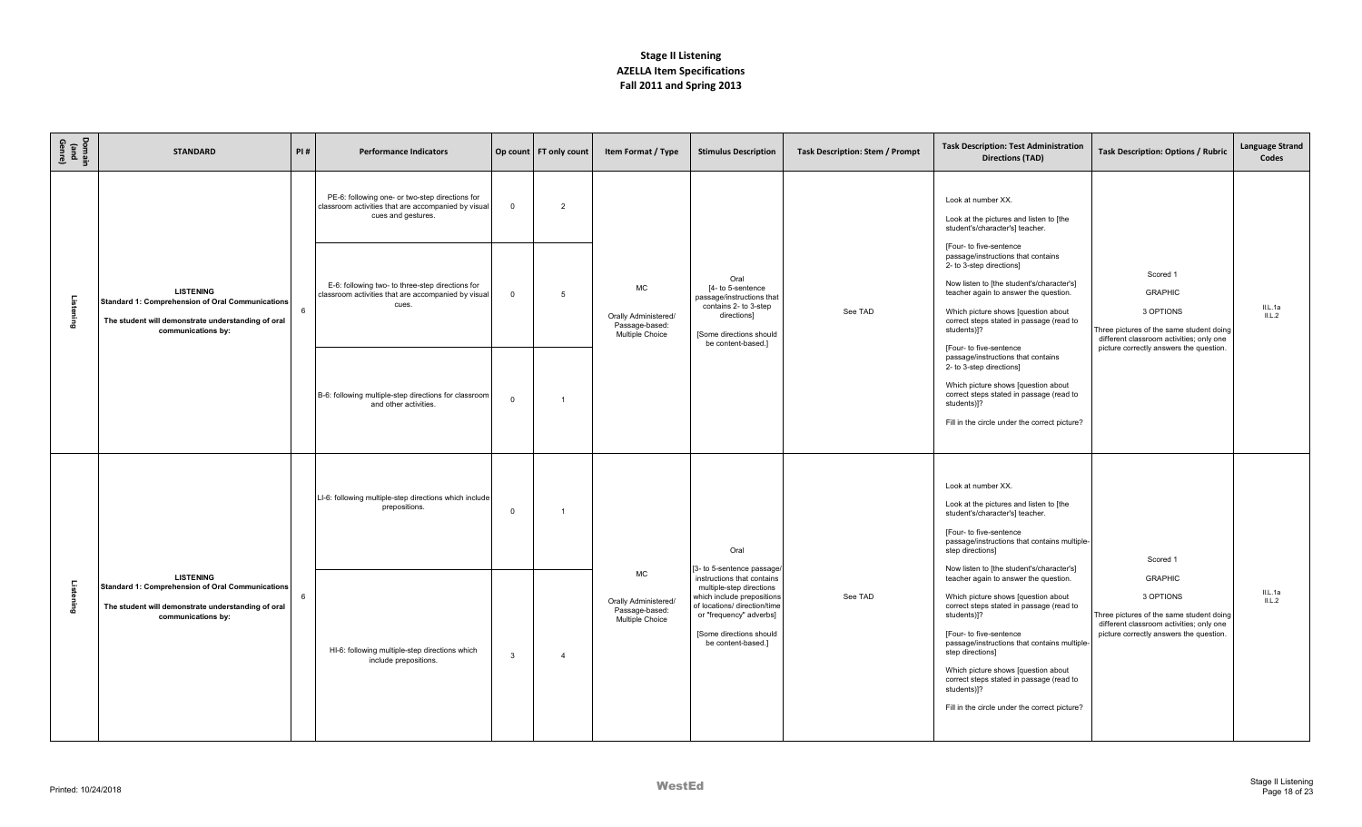# Stage II Listening
## AZELLA Item Specifications
## Fall 2011 and Spring 2013

| Domain (and Genre) | STANDARD | PI # | Performance Indicators | Op count | FT only count | Item Format / Type | Stimulus Description | Task Description: Stem / Prompt | Task Description: Test Administration Directions (TAD) | Task Description: Options / Rubric | Language Strand Codes |
|---|---|---|---|---|---|---|---|---|---|---|---|
| Listening | **LISTENING** **Standard 1: Comprehension of Oral Communications** **The student will demonstrate understanding of oral communications by:** | 6 | PE-6: following one- or two-step directions for classroom activities that are accompanied by visual cues and gestures. | 0 | 2 | MC Orally Administered/ Passage-based: Multiple Choice | Oral [4- to 5-sentence passage/instructions that contains 2- to 3-step directions] [Some directions should be content-based.] | See TAD | Look at number XX. Look at the pictures and listen to [the student's/character's] teacher. [Four- to five-sentence passage/instructions that contains 2- to 3-step directions] Now listen to [the student's/character's] teacher again to answer the question. Which picture shows [question about correct steps stated in passage (read to students)]? [Four- to five-sentence passage/instructions that contains 2- to 3-step directions] Which picture shows [question about correct steps stated in passage (read to students)]? Fill in the circle under the correct picture? | Scored 1 GRAPHIC 3 OPTIONS Three pictures of the same student doing different classroom activities; only one picture correctly answers the question. | II.L.1a II.L.2 |
| | | | E-6: following two- to three-step directions for classroom activities that are accompanied by visual cues. | 0 | 5 | | | | | | |
| | | | B-6: following multiple-step directions for classroom and other activities. | 0 | 1 | | | | | | |
| Listening | **LISTENING** **Standard 1: Comprehension of Oral Communications** **The student will demonstrate understanding of oral communications by:** | 6 | LI-6: following multiple-step directions which include prepositions. | 0 | 1 | MC Orally Administered/ Passage-based: Multiple Choice | Oral [3- to 5-sentence passage/ instructions that contains multiple-step directions which include prepositions of locations/ direction/time or "frequency" adverbs] [Some directions should be content-based.] | See TAD | Look at number XX. Look at the pictures and listen to [the student's/character's] teacher. [Four- to five-sentence passage/instructions that contains multiple-step directions] Now listen to [the student's/character's] teacher again to answer the question. Which picture shows [question about correct steps stated in passage (read to students)]? [Four- to five-sentence passage/instructions that contains multiple-step directions] Which picture shows [question about correct steps stated in passage (read to students)]? Fill in the circle under the correct picture? | Scored 1 GRAPHIC 3 OPTIONS Three pictures of the same student doing different classroom activities; only one picture correctly answers the question. | II.L.1a II.L.2 |
| | | | HI-6: following multiple-step directions which include prepositions. | 3 | 4 | | | | | | |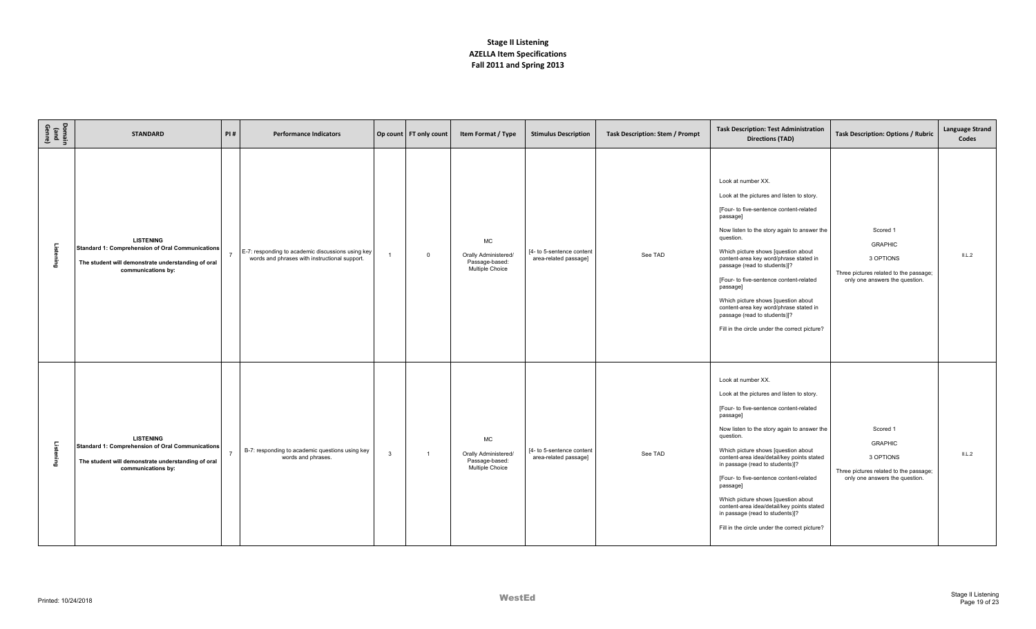**Stage II Listening**
**AZELLA Item Specifications**
**Fall 2011 and Spring 2013**

| Domain (and Genre) | STANDARD | PI # | Performance Indicators | Op count | FT only count | Item Format / Type | Stimulus Description | Task Description: Stem / Prompt | Task Description: Test Administration Directions (TAD) | Task Description: Options / Rubric | Language Strand Codes |
|---|---|---|---|---|---|---|---|---|---|---|---|
| Listening | **LISTENING** **Standard 1: Comprehension of Oral Communications** **The student will demonstrate understanding of oral communications by:** | 7 | E-7: responding to academic discussions using key words and phrases with instructional support. | 1 | 0 | MC Orally Administered/ Passage-based: Multiple Choice | [4- to 5-sentence content area-related passage] | See TAD | Look at number XX. Look at the pictures and listen to story. [Four- to five-sentence content-related passage] Now listen to the story again to answer the question. Which picture shows [question about content-area key word/phrase stated in passage (read to students)]? [Four- to five-sentence content-related passage] Which picture shows [question about content-area key word/phrase stated in passage (read to students)]? Fill in the circle under the correct picture? | Scored 1 GRAPHIC 3 OPTIONS Three pictures related to the passage; only one answers the question. | II.L.2 |
| Listening | **LISTENING** **Standard 1: Comprehension of Oral Communications** **The student will demonstrate understanding of oral communications by:** | 7 | B-7: responding to academic questions using key words and phrases. | 3 | 1 | MC Orally Administered/ Passage-based: Multiple Choice | [4- to 5-sentence content area-related passage] | See TAD | Look at number XX. Look at the pictures and listen to story. [Four- to five-sentence content-related passage] Now listen to the story again to answer the question. Which picture shows [question about content-area idea/detail/key points stated in passage (read to students)]? [Four- to five-sentence content-related passage] Which picture shows [question about content-area idea/detail/key points stated in passage (read to students)]? Fill in the circle under the correct picture? | Scored 1 GRAPHIC 3 OPTIONS Three pictures related to the passage; only one answers the question. | II.L.2 |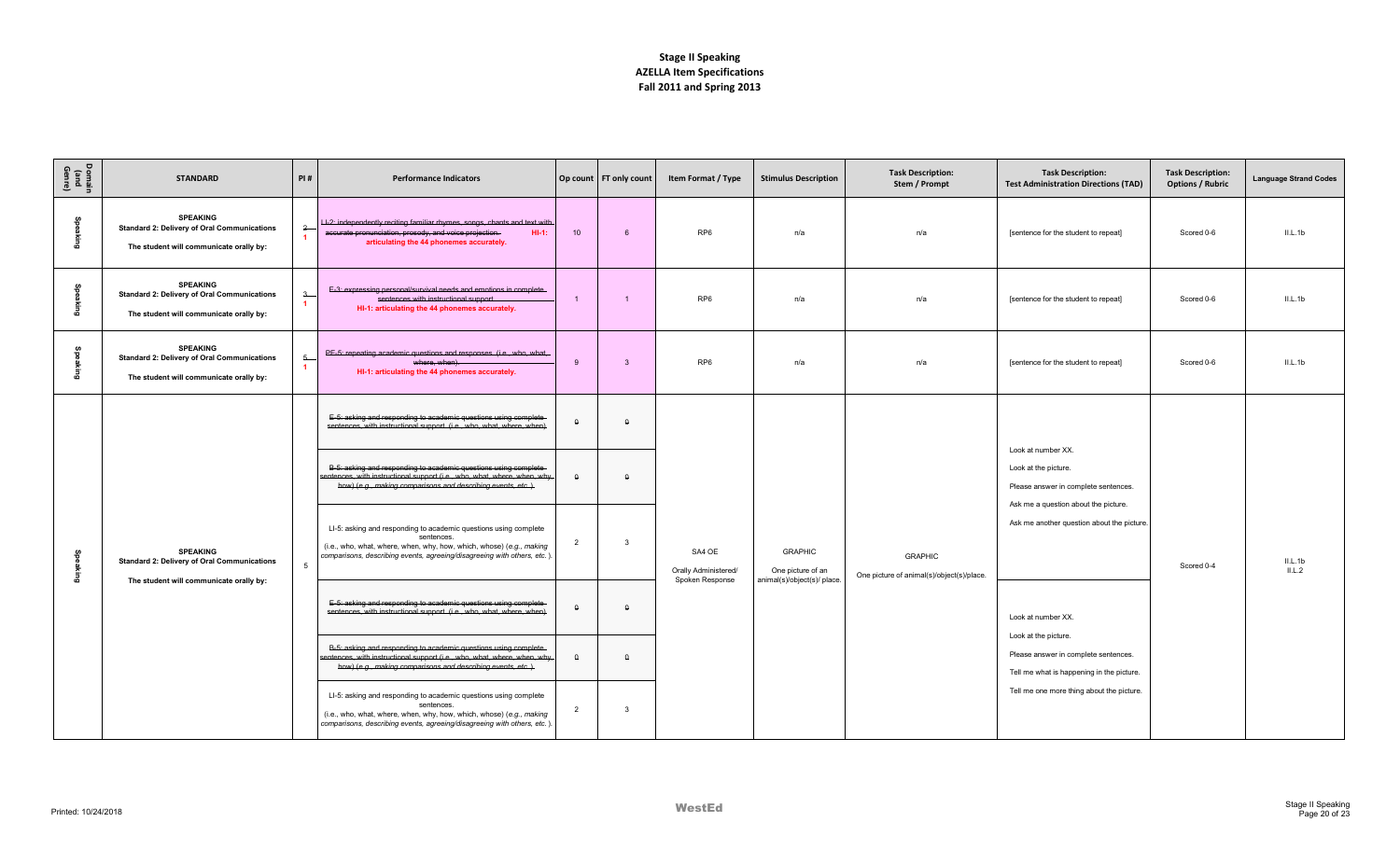# Stage II Speaking
## AZELLA Item Specifications
## Fall 2011 and Spring 2013

| Domain (and Genre) | STANDARD | PI # | Performance Indicators | Op count | FT only count | Item Format / Type | Stimulus Description | Task Description: Stem / Prompt | Task Description: Test Administration Directions (TAD) | Task Description: Options / Rubric | Language Strand Codes |
|---|---|---|---|---|---|---|---|---|---|---|---|
| Speaking | **SPEAKING** **Standard 2: Delivery of Oral Communications** The student will communicate orally by: | ~~2~~ 1 | ~~LI-2: independently reciting familiar rhymes, songs, chants and text with accurate pronunciation, prosody, and voice projection.~~ **HI-1: articulating the 44 phonemes accurately.** | 10 | 6 | RP6 | n/a | n/a | [sentence for the student to repeat] | Scored 0-6 | II.L.1b |
| Speaking | **SPEAKING** **Standard 2: Delivery of Oral Communications** The student will communicate orally by: | ~~3~~ 1 | ~~E-3: expressing personal/survival needs and emotions in complete sentences with instructional support.~~ **HI-1: articulating the 44 phonemes accurately.** | 1 | 1 | RP6 | n/a | n/a | [sentence for the student to repeat] | Scored 0-6 | II.L.1b |
| Speaking | **SPEAKING** **Standard 2: Delivery of Oral Communications** The student will communicate orally by: | ~~5~~ 1 | ~~PE-5: repeating academic questions and responses. (i.e., who, what, where, when).~~ **HI-1: articulating the 44 phonemes accurately.** | 9 | 3 | RP6 | n/a | n/a | [sentence for the student to repeat] | Scored 0-6 | II.L.1b |
| Speaking | **SPEAKING** **Standard 2: Delivery of Oral Communications** The student will communicate orally by: | 5 | ~~E-5: asking and responding to academic questions using complete sentences, with instructional support. (i.e., who, what, where, when).~~ | ~~0~~ | ~~0~~ | SA4 OE Orally Administered/ Spoken Response | GRAPHIC One picture of an animal(s)/object(s)/ place. | GRAPHIC One picture of animal(s)/object(s)/place. | Look at number XX. Look at the picture. Please answer in complete sentences. Ask me a question about the picture. Ask me another question about the picture. | Scored 0-4 | II.L.1b II.L.2 |
| | | | ~~B-5: asking and responding to academic questions using complete sentences, with instructional support (i.e., who, what, where, when, why, how) (e.g., making comparisons and describing events, etc.).~~ | ~~0~~ | ~~0~~ | | | | | | |
| | | | LI-5: asking and responding to academic questions using complete sentences. (i.e., who, what, where, when, why, how, which, whose) (*e.g., making comparisons, describing events, agreeing/disagreeing with others, etc.*). | 2 | 3 | | | | | | |
| | | | ~~E-5: asking and responding to academic questions using complete sentences, with instructional support. (i.e., who, what, where, when).~~ | ~~0~~ | ~~0~~ | | | | Look at number XX. Look at the picture. Please answer in complete sentences. Tell me what is happening in the picture. Tell me one more thing about the picture. | | |
| | | | ~~B-5: asking and responding to academic questions using complete sentences, with instructional support (i.e., who, what, where, when, why, how) (e.g., making comparisons and describing events, etc.).~~ | ~~0~~ | ~~0~~ | | | | | | |
| | | | LI-5: asking and responding to academic questions using complete sentences. (i.e., who, what, where, when, why, how, which, whose) (*e.g., making comparisons, describing events, agreeing/disagreeing with others, etc.*). | 2 | 3 | | | | | | |

Printed: 10/24/2018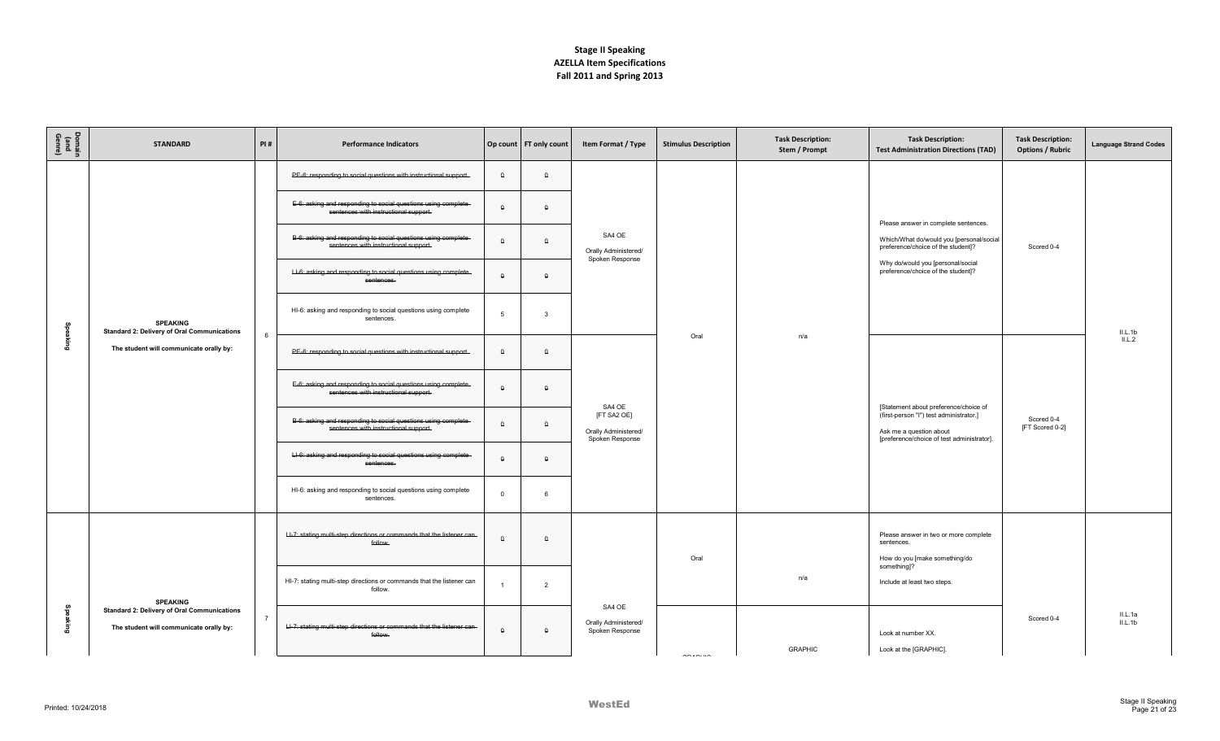# Stage II Speaking
## AZELLA Item Specifications
## Fall 2011 and Spring 2013

| Domain (and Genre) | STANDARD | PI # | Performance Indicators | Op count | FT only count | Item Format / Type | Stimulus Description | Task Description: Stem / Prompt | Task Description: Test Administration Directions (TAD) | Task Description: Options / Rubric | Language Strand Codes |
|---|---|---|---|---|---|---|---|---|---|---|---|
| Speaking | SPEAKING Standard 2: Delivery of Oral Communications The student will communicate orally by: | 6 | ~~PE-6: responding to social questions with instructional support.~~ | ~~0~~ | ~~0~~ | SA4 OE Orally Administered/ Spoken Response | Oral | n/a | Please answer in complete sentences. Which/What do/would you [personal/social preference/choice of the student]? Why do/would you [personal/social preference/choice of the student]? | Scored 0-4 | II.L.1b II.L.2 |
| | | | ~~E-6: asking and responding to social questions using complete sentences with instructional support.~~ | ~~0~~ | ~~0~~ | | | | | | |
| | | | ~~B-6: asking and responding to social questions using complete sentences with instructional support.~~ | ~~0~~ | ~~0~~ | | | | | | |
| | | | ~~LI-6: asking and responding to social questions using complete sentences.~~ | ~~0~~ | ~~0~~ | | | | | | |
| | | | HI-6: asking and responding to social questions using complete sentences. | 5 | 3 | | | | | | |
| | | | ~~PE-6: responding to social questions with instructional support.~~ | ~~0~~ | ~~0~~ | SA4 OE [FT SA2 OE] Orally Administered/ Spoken Response | | | [Statement about preference/choice of (first-person "I") test administrator.] Ask me a question about [preference/choice of test administrator]. | Scored 0-4 [FT Scored 0-2] | |
| | | | ~~E-6: asking and responding to social questions using complete sentences with instructional support.~~ | ~~0~~ | ~~0~~ | | | | | | |
| | | | ~~B-6: asking and responding to social questions using complete sentences with instructional support.~~ | ~~0~~ | ~~0~~ | | | | | | |
| | | | ~~LI-6: asking and responding to social questions using complete sentences.~~ | ~~0~~ | ~~0~~ | | | | | | |
| | | | HI-6: asking and responding to social questions using complete sentences. | 0 | 6 | | | | | | |
| Speaking | SPEAKING Standard 2: Delivery of Oral Communications The student will communicate orally by: | 7 | ~~LI-7: stating multi-step directions or commands that the listener can follow.~~ | ~~0~~ | ~~0~~ | SA4 OE Orally Administered/ Spoken Response | Oral | n/a | Please answer in two or more complete sentences. How do you [make something/do something]? Include at least two steps. | Scored 0-4 | II.L.1a II.L.1b |
| | | | HI-7: stating multi-step directions or commands that the listener can follow. | 1 | 2 | | | | | | |
| | | | ~~LI-7: stating multi-step directions or commands that the listener can follow.~~ | ~~0~~ | ~~0~~ | | GRAPHIC | GRAPHIC | Look at number XX. Look at the [GRAPHIC]. | | |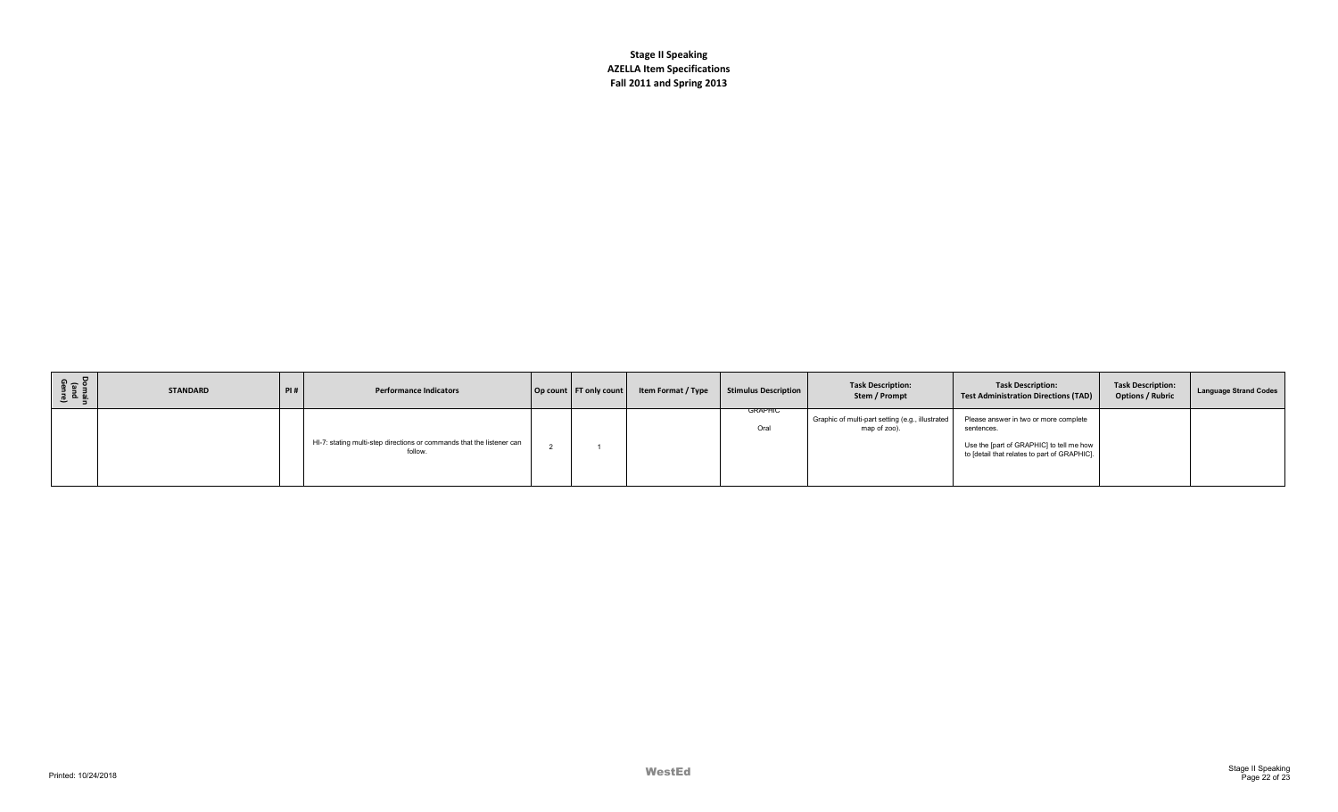**Stage II Speaking**
**AZELLA Item Specifications**
**Fall 2011 and Spring 2013**

| Domain (and Genre) | STANDARD | PI # | Performance Indicators | Op count | FT only count | Item Format / Type | Stimulus Description | Task Description: Stem / Prompt | Task Description: Test Administration Directions (TAD) | Task Description: Options / Rubric | Language Strand Codes |
|---|---|---|---|---|---|---|---|---|---|---|---|
| | | | HI-7: stating multi-step directions or commands that the listener can follow. | 2 | 1 | | GRAPHIC Oral | Graphic of multi-part setting (e.g., illustrated map of zoo). | Please answer in two or more complete sentences. Use the [part of GRAPHIC] to tell me how to [detail that relates to part of GRAPHIC]. | | |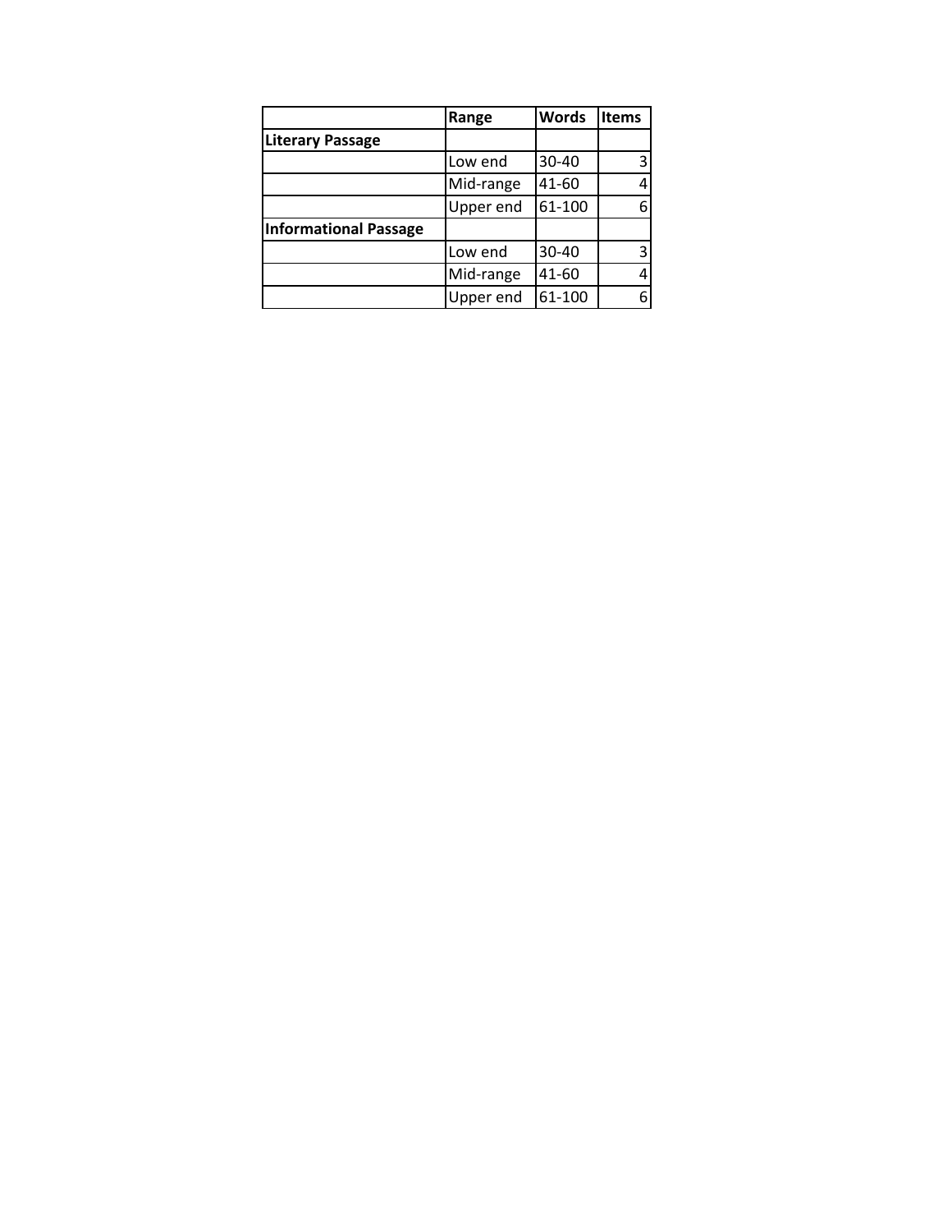| | Range | Words | Items |
|---|---|---|---|
| **Literary Passage** | | | |
| | Low end | 30-40 | 3 |
| | Mid-range | 41-60 | 4 |
| | Upper end | 61-100 | 6 |
| **Informational Passage** | | | |
| | Low end | 30-40 | 3 |
| | Mid-range | 41-60 | 4 |
| | Upper end | 61-100 | 6 |